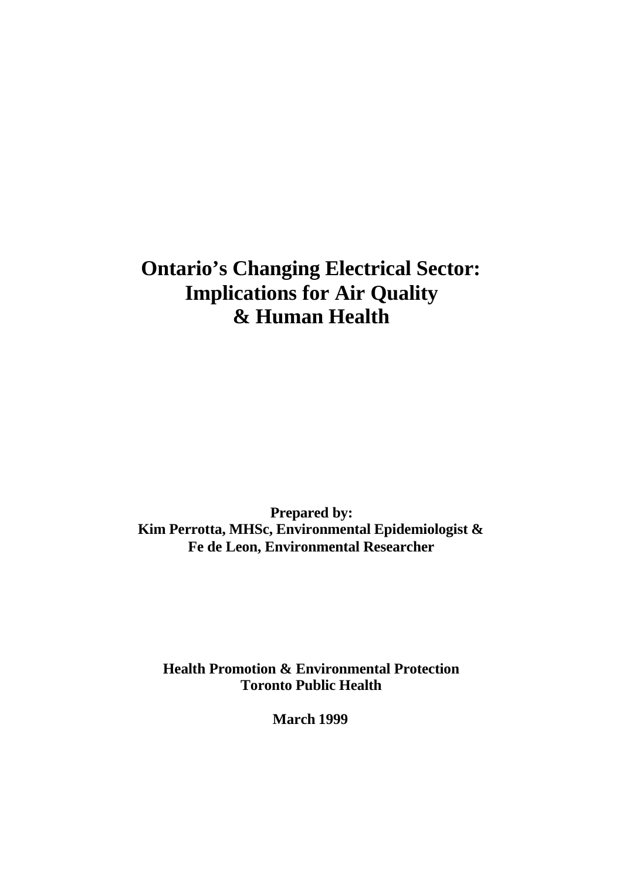# Ontario's Changing Electrical Sector: Implications for Air Quality & Human Health

**Prepared by:**
**Kim Perrotta, MHSc, Environmental Epidemiologist &**
**Fe de Leon, Environmental Researcher**

**Health Promotion & Environmental Protection**
**Toronto Public Health**

**March 1999**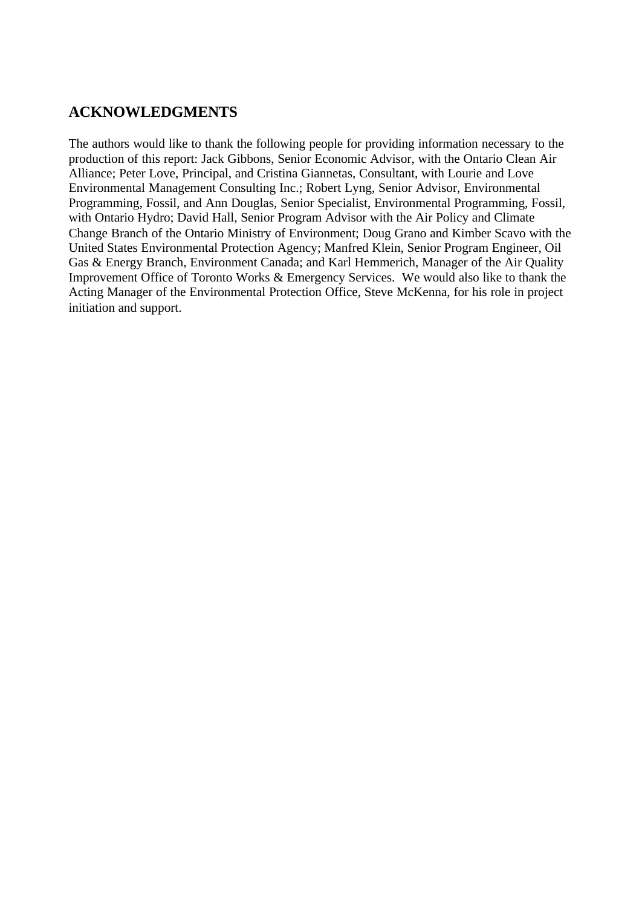## ACKNOWLEDGMENTS

The authors would like to thank the following people for providing information necessary to the production of this report: Jack Gibbons, Senior Economic Advisor, with the Ontario Clean Air Alliance; Peter Love, Principal, and Cristina Giannetas, Consultant, with Lourie and Love Environmental Management Consulting Inc.; Robert Lyng, Senior Advisor, Environmental Programming, Fossil, and Ann Douglas, Senior Specialist, Environmental Programming, Fossil, with Ontario Hydro; David Hall, Senior Program Advisor with the Air Policy and Climate Change Branch of the Ontario Ministry of Environment; Doug Grano and Kimber Scavo with the United States Environmental Protection Agency; Manfred Klein, Senior Program Engineer, Oil Gas & Energy Branch, Environment Canada; and Karl Hemmerich, Manager of the Air Quality Improvement Office of Toronto Works & Emergency Services. We would also like to thank the Acting Manager of the Environmental Protection Office, Steve McKenna, for his role in project initiation and support.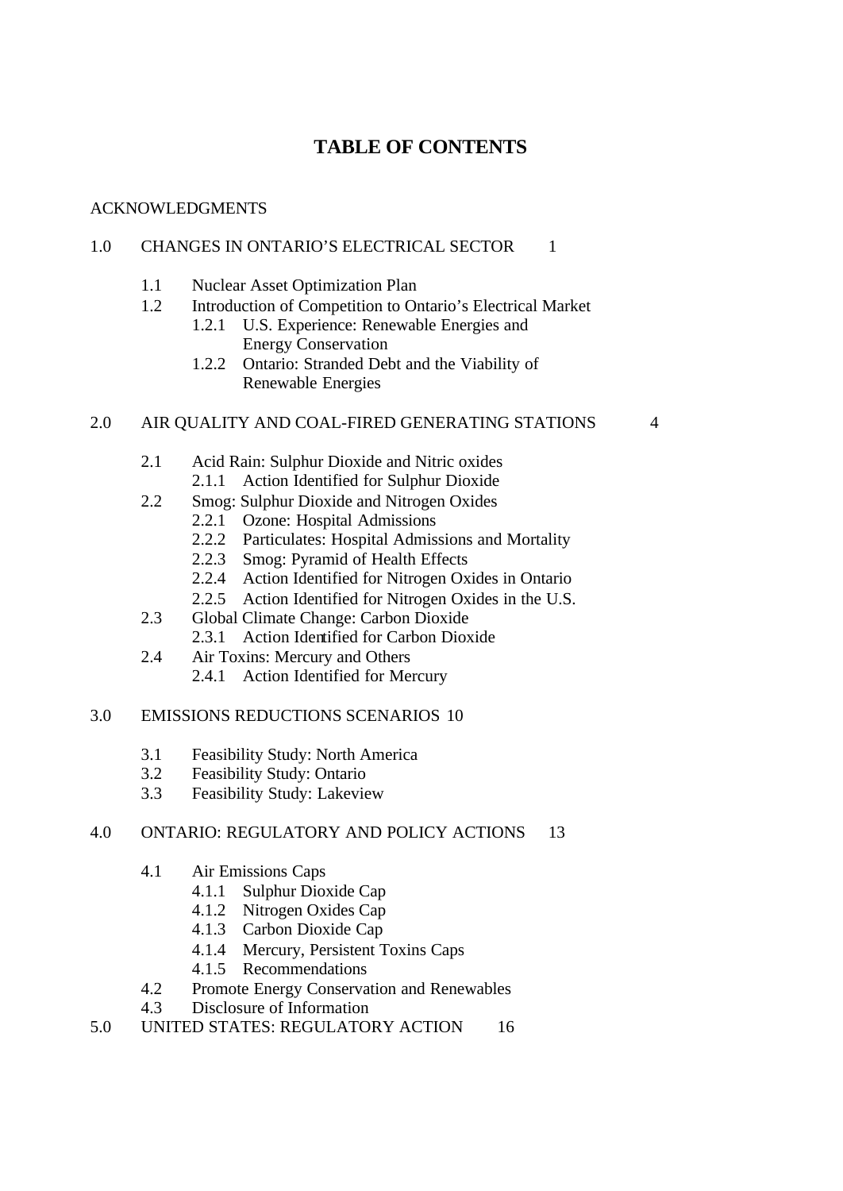# TABLE OF CONTENTS

ACKNOWLEDGMENTS

1.0 CHANGES IN ONTARIO'S ELECTRICAL SECTOR 1

- 1.1 Nuclear Asset Optimization Plan
- 1.2 Introduction of Competition to Ontario's Electrical Market
  - 1.2.1 U.S. Experience: Renewable Energies and Energy Conservation
  - 1.2.2 Ontario: Stranded Debt and the Viability of Renewable Energies

2.0 AIR QUALITY AND COAL-FIRED GENERATING STATIONS 4

- 2.1 Acid Rain: Sulphur Dioxide and Nitric oxides
  - 2.1.1 Action Identified for Sulphur Dioxide
- 2.2 Smog: Sulphur Dioxide and Nitrogen Oxides
  - 2.2.1 Ozone: Hospital Admissions
  - 2.2.2 Particulates: Hospital Admissions and Mortality
  - 2.2.3 Smog: Pyramid of Health Effects
  - 2.2.4 Action Identified for Nitrogen Oxides in Ontario
  - 2.2.5 Action Identified for Nitrogen Oxides in the U.S.
- 2.3 Global Climate Change: Carbon Dioxide
  - 2.3.1 Action Identified for Carbon Dioxide
- 2.4 Air Toxins: Mercury and Others
  - 2.4.1 Action Identified for Mercury

3.0 EMISSIONS REDUCTIONS SCENARIOS 10

- 3.1 Feasibility Study: North America
- 3.2 Feasibility Study: Ontario
- 3.3 Feasibility Study: Lakeview

4.0 ONTARIO: REGULATORY AND POLICY ACTIONS 13

- 4.1 Air Emissions Caps
  - 4.1.1 Sulphur Dioxide Cap
  - 4.1.2 Nitrogen Oxides Cap
  - 4.1.3 Carbon Dioxide Cap
  - 4.1.4 Mercury, Persistent Toxins Caps
  - 4.1.5 Recommendations
- 4.2 Promote Energy Conservation and Renewables
- 4.3 Disclosure of Information

5.0 UNITED STATES: REGULATORY ACTION 16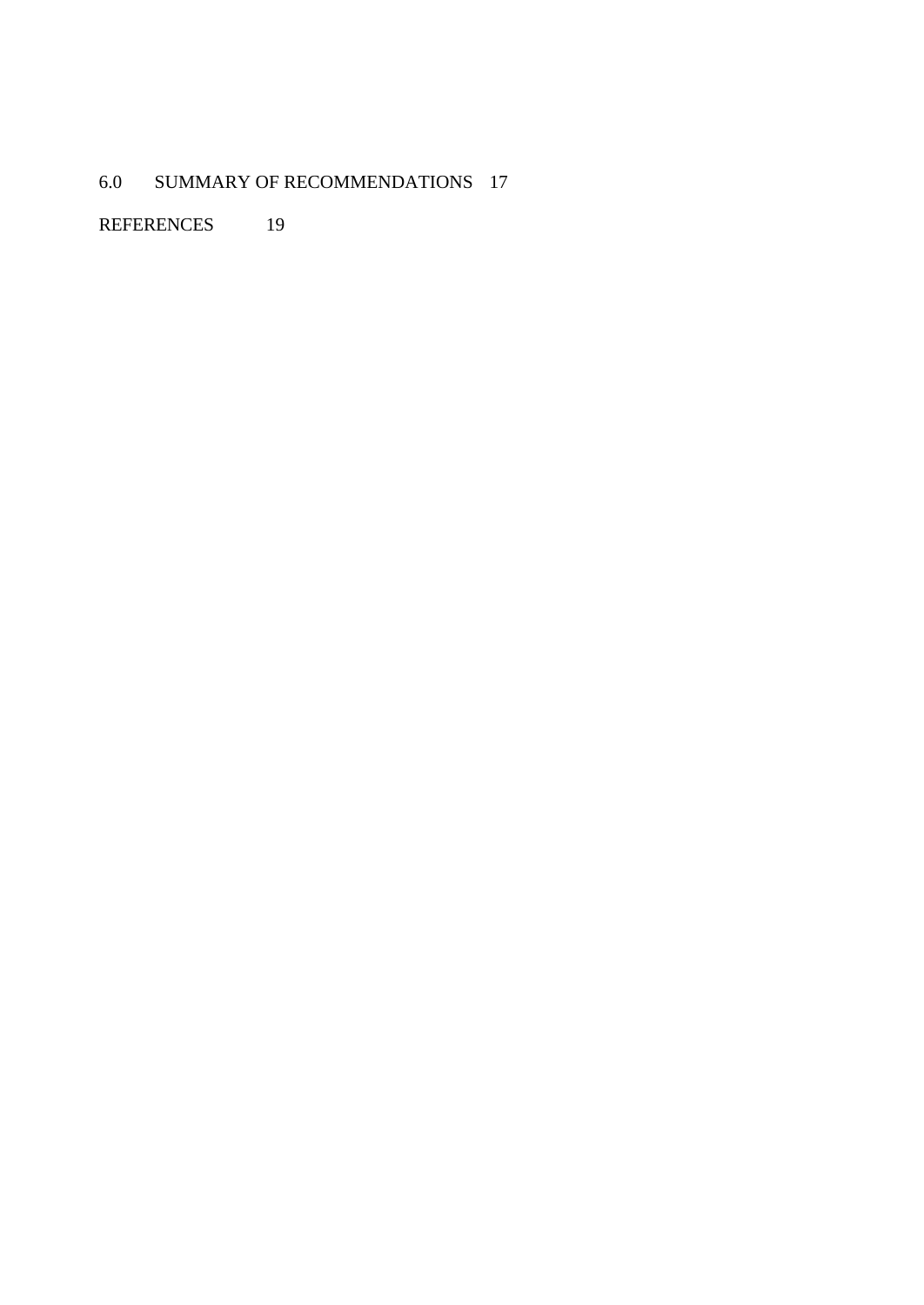6.0 SUMMARY OF RECOMMENDATIONS 17

REFERENCES 19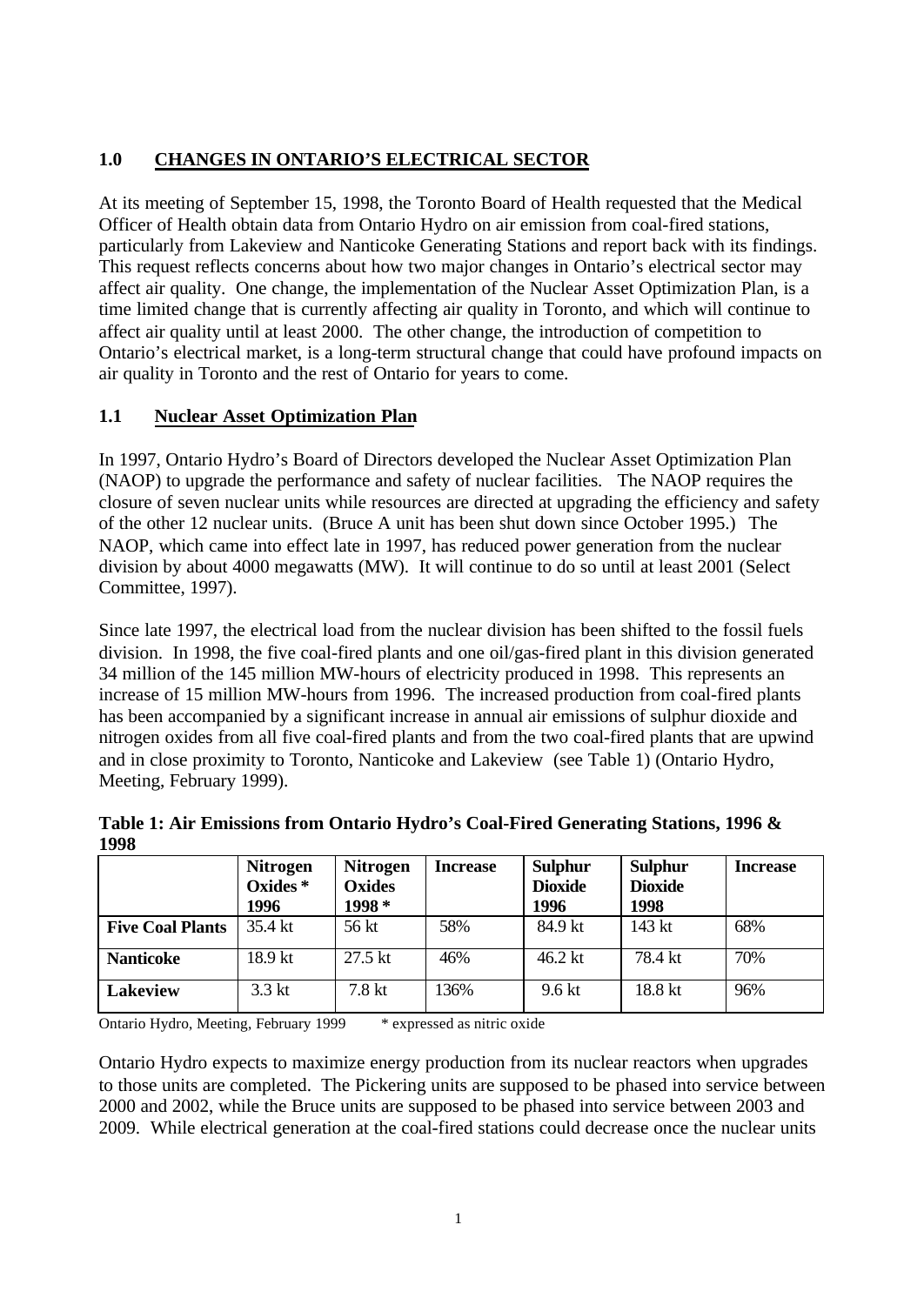## 1.0 CHANGES IN ONTARIO'S ELECTRICAL SECTOR

At its meeting of September 15, 1998, the Toronto Board of Health requested that the Medical Officer of Health obtain data from Ontario Hydro on air emission from coal-fired stations, particularly from Lakeview and Nanticoke Generating Stations and report back with its findings. This request reflects concerns about how two major changes in Ontario's electrical sector may affect air quality. One change, the implementation of the Nuclear Asset Optimization Plan, is a time limited change that is currently affecting air quality in Toronto, and which will continue to affect air quality until at least 2000. The other change, the introduction of competition to Ontario's electrical market, is a long-term structural change that could have profound impacts on air quality in Toronto and the rest of Ontario for years to come.

### 1.1 Nuclear Asset Optimization Plan

In 1997, Ontario Hydro's Board of Directors developed the Nuclear Asset Optimization Plan (NAOP) to upgrade the performance and safety of nuclear facilities. The NAOP requires the closure of seven nuclear units while resources are directed at upgrading the efficiency and safety of the other 12 nuclear units. (Bruce A unit has been shut down since October 1995.) The NAOP, which came into effect late in 1997, has reduced power generation from the nuclear division by about 4000 megawatts (MW). It will continue to do so until at least 2001 (Select Committee, 1997).

Since late 1997, the electrical load from the nuclear division has been shifted to the fossil fuels division. In 1998, the five coal-fired plants and one oil/gas-fired plant in this division generated 34 million of the 145 million MW-hours of electricity produced in 1998. This represents an increase of 15 million MW-hours from 1996. The increased production from coal-fired plants has been accompanied by a significant increase in annual air emissions of sulphur dioxide and nitrogen oxides from all five coal-fired plants and from the two coal-fired plants that are upwind and in close proximity to Toronto, Nanticoke and Lakeview (see Table 1) (Ontario Hydro, Meeting, February 1999).

**Table 1: Air Emissions from Ontario Hydro's Coal-Fired Generating Stations, 1996 & 1998**

| | Nitrogen Oxides * 1996 | Nitrogen Oxides 1998 * | Increase | Sulphur Dioxide 1996 | Sulphur Dioxide 1998 | Increase |
|---|---|---|---|---|---|---|
| **Five Coal Plants** | 35.4 kt | 56 kt | 58% | 84.9 kt | 143 kt | 68% |
| **Nanticoke** | 18.9 kt | 27.5 kt | 46% | 46.2 kt | 78.4 kt | 70% |
| **Lakeview** | 3.3 kt | 7.8 kt | 136% | 9.6 kt | 18.8 kt | 96% |

Ontario Hydro, Meeting, February 1999 &nbsp;&nbsp;&nbsp;&nbsp; * expressed as nitric oxide

Ontario Hydro expects to maximize energy production from its nuclear reactors when upgrades to those units are completed. The Pickering units are supposed to be phased into service between 2000 and 2002, while the Bruce units are supposed to be phased into service between 2003 and 2009. While electrical generation at the coal-fired stations could decrease once the nuclear units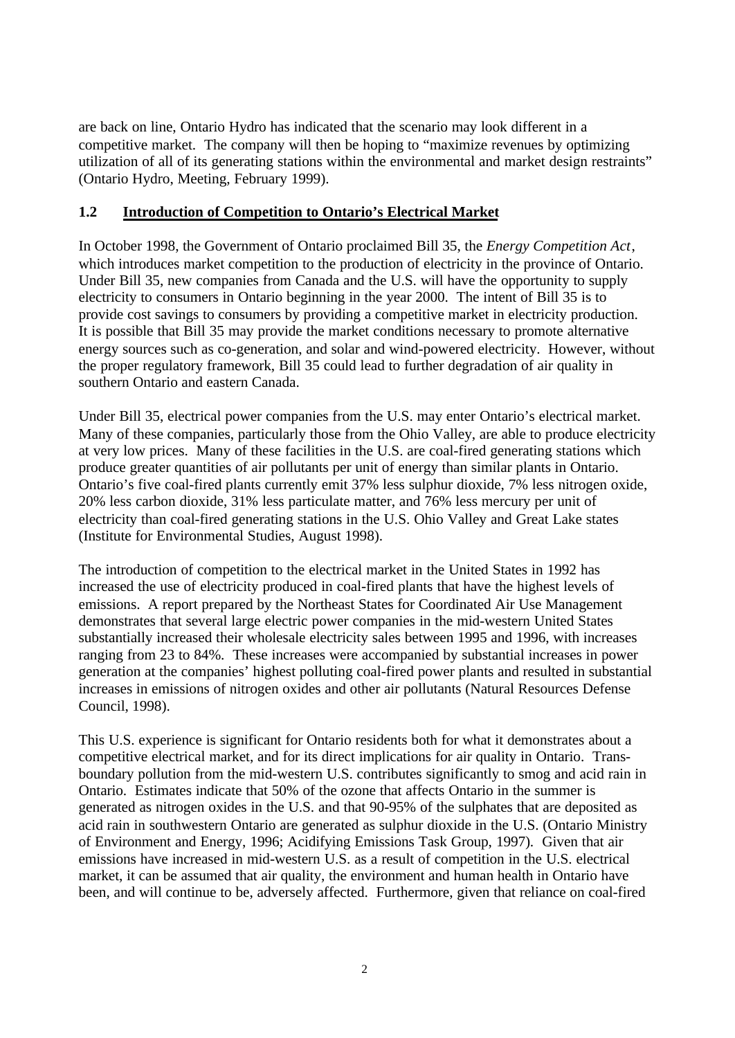are back on line, Ontario Hydro has indicated that the scenario may look different in a competitive market. The company will then be hoping to "maximize revenues by optimizing utilization of all of its generating stations within the environmental and market design restraints" (Ontario Hydro, Meeting, February 1999).

## 1.2 Introduction of Competition to Ontario's Electrical Market

In October 1998, the Government of Ontario proclaimed Bill 35, the *Energy Competition Act*, which introduces market competition to the production of electricity in the province of Ontario. Under Bill 35, new companies from Canada and the U.S. will have the opportunity to supply electricity to consumers in Ontario beginning in the year 2000. The intent of Bill 35 is to provide cost savings to consumers by providing a competitive market in electricity production. It is possible that Bill 35 may provide the market conditions necessary to promote alternative energy sources such as co-generation, and solar and wind-powered electricity. However, without the proper regulatory framework, Bill 35 could lead to further degradation of air quality in southern Ontario and eastern Canada.

Under Bill 35, electrical power companies from the U.S. may enter Ontario's electrical market. Many of these companies, particularly those from the Ohio Valley, are able to produce electricity at very low prices. Many of these facilities in the U.S. are coal-fired generating stations which produce greater quantities of air pollutants per unit of energy than similar plants in Ontario. Ontario's five coal-fired plants currently emit 37% less sulphur dioxide, 7% less nitrogen oxide, 20% less carbon dioxide, 31% less particulate matter, and 76% less mercury per unit of electricity than coal-fired generating stations in the U.S. Ohio Valley and Great Lake states (Institute for Environmental Studies, August 1998).

The introduction of competition to the electrical market in the United States in 1992 has increased the use of electricity produced in coal-fired plants that have the highest levels of emissions. A report prepared by the Northeast States for Coordinated Air Use Management demonstrates that several large electric power companies in the mid-western United States substantially increased their wholesale electricity sales between 1995 and 1996, with increases ranging from 23 to 84%. These increases were accompanied by substantial increases in power generation at the companies' highest polluting coal-fired power plants and resulted in substantial increases in emissions of nitrogen oxides and other air pollutants (Natural Resources Defense Council, 1998).

This U.S. experience is significant for Ontario residents both for what it demonstrates about a competitive electrical market, and for its direct implications for air quality in Ontario. Trans-boundary pollution from the mid-western U.S. contributes significantly to smog and acid rain in Ontario. Estimates indicate that 50% of the ozone that affects Ontario in the summer is generated as nitrogen oxides in the U.S. and that 90-95% of the sulphates that are deposited as acid rain in southwestern Ontario are generated as sulphur dioxide in the U.S. (Ontario Ministry of Environment and Energy, 1996; Acidifying Emissions Task Group, 1997). Given that air emissions have increased in mid-western U.S. as a result of competition in the U.S. electrical market, it can be assumed that air quality, the environment and human health in Ontario have been, and will continue to be, adversely affected. Furthermore, given that reliance on coal-fired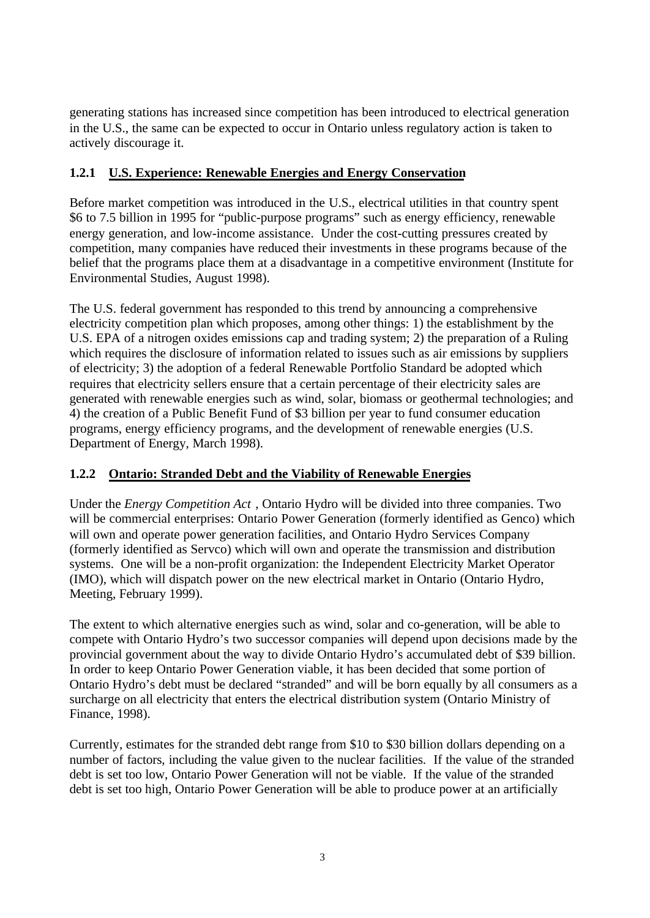generating stations has increased since competition has been introduced to electrical generation in the U.S., the same can be expected to occur in Ontario unless regulatory action is taken to actively discourage it.

### 1.2.1 U.S. Experience: Renewable Energies and Energy Conservation

Before market competition was introduced in the U.S., electrical utilities in that country spent $6 to 7.5 billion in 1995 for "public-purpose programs" such as energy efficiency, renewable energy generation, and low-income assistance. Under the cost-cutting pressures created by competition, many companies have reduced their investments in these programs because of the belief that the programs place them at a disadvantage in a competitive environment (Institute for Environmental Studies, August 1998).

The U.S. federal government has responded to this trend by announcing a comprehensive electricity competition plan which proposes, among other things: 1) the establishment by the U.S. EPA of a nitrogen oxides emissions cap and trading system; 2) the preparation of a Ruling which requires the disclosure of information related to issues such as air emissions by suppliers of electricity; 3) the adoption of a federal Renewable Portfolio Standard be adopted which requires that electricity sellers ensure that a certain percentage of their electricity sales are generated with renewable energies such as wind, solar, biomass or geothermal technologies; and 4) the creation of a Public Benefit Fund of $3 billion per year to fund consumer education programs, energy efficiency programs, and the development of renewable energies (U.S. Department of Energy, March 1998).

### 1.2.2 Ontario: Stranded Debt and the Viability of Renewable Energies

Under the *Energy Competition Act* , Ontario Hydro will be divided into three companies. Two will be commercial enterprises: Ontario Power Generation (formerly identified as Genco) which will own and operate power generation facilities, and Ontario Hydro Services Company (formerly identified as Servco) which will own and operate the transmission and distribution systems. One will be a non-profit organization: the Independent Electricity Market Operator (IMO), which will dispatch power on the new electrical market in Ontario (Ontario Hydro, Meeting, February 1999).

The extent to which alternative energies such as wind, solar and co-generation, will be able to compete with Ontario Hydro's two successor companies will depend upon decisions made by the provincial government about the way to divide Ontario Hydro's accumulated debt of $39 billion. In order to keep Ontario Power Generation viable, it has been decided that some portion of Ontario Hydro's debt must be declared "stranded" and will be born equally by all consumers as a surcharge on all electricity that enters the electrical distribution system (Ontario Ministry of Finance, 1998).

Currently, estimates for the stranded debt range from $10 to $30 billion dollars depending on a number of factors, including the value given to the nuclear facilities. If the value of the stranded debt is set too low, Ontario Power Generation will not be viable. If the value of the stranded debt is set too high, Ontario Power Generation will be able to produce power at an artificially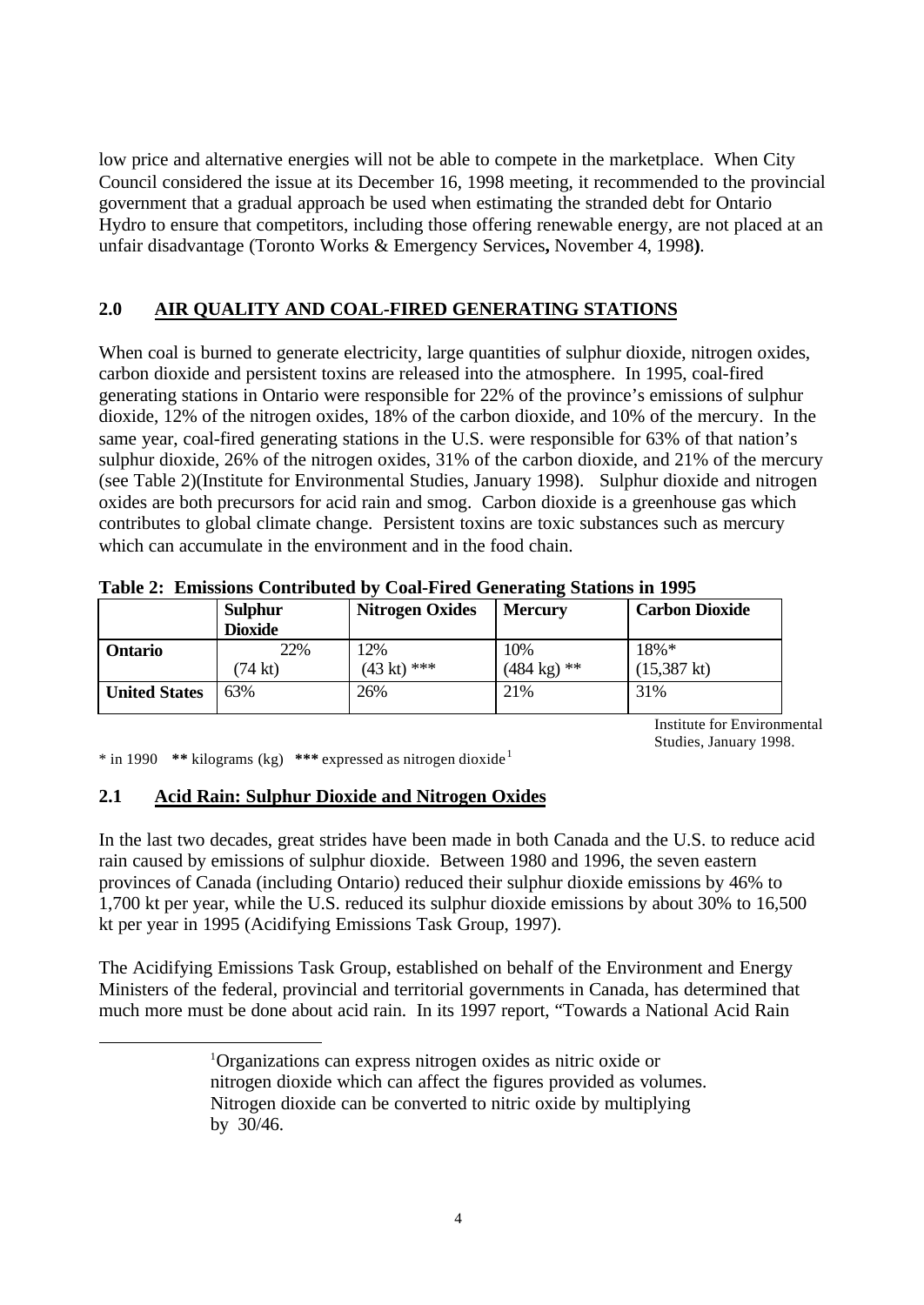low price and alternative energies will not be able to compete in the marketplace. When City Council considered the issue at its December 16, 1998 meeting, it recommended to the provincial government that a gradual approach be used when estimating the stranded debt for Ontario Hydro to ensure that competitors, including those offering renewable energy, are not placed at an unfair disadvantage (Toronto Works & Emergency Services**,** November 4, 1998**)**.

## 2.0 AIR QUALITY AND COAL-FIRED GENERATING STATIONS

When coal is burned to generate electricity, large quantities of sulphur dioxide, nitrogen oxides, carbon dioxide and persistent toxins are released into the atmosphere. In 1995, coal-fired generating stations in Ontario were responsible for 22% of the province's emissions of sulphur dioxide, 12% of the nitrogen oxides, 18% of the carbon dioxide, and 10% of the mercury. In the same year, coal-fired generating stations in the U.S. were responsible for 63% of that nation's sulphur dioxide, 26% of the nitrogen oxides, 31% of the carbon dioxide, and 21% of the mercury (see Table 2)(Institute for Environmental Studies, January 1998). Sulphur dioxide and nitrogen oxides are both precursors for acid rain and smog. Carbon dioxide is a greenhouse gas which contributes to global climate change. Persistent toxins are toxic substances such as mercury which can accumulate in the environment and in the food chain.

**Table 2: Emissions Contributed by Coal-Fired Generating Stations in 1995**

| | **Sulphur Dioxide** | **Nitrogen Oxides** | **Mercury** | **Carbon Dioxide** |
|---|---|---|---|---|
| **Ontario** | 22% (74 kt) | 12% (43 kt) *** | 10% (484 kg) ** | 18%* (15,387 kt) |
| **United States** | 63% | 26% | 21% | 31% |

Institute for Environmental Studies, January 1998.

\* in 1990 **\*\*** kilograms (kg) **\*\*\*** expressed as nitrogen dioxide[1]

### 2.1 Acid Rain: Sulphur Dioxide and Nitrogen Oxides

In the last two decades, great strides have been made in both Canada and the U.S. to reduce acid rain caused by emissions of sulphur dioxide. Between 1980 and 1996, the seven eastern provinces of Canada (including Ontario) reduced their sulphur dioxide emissions by 46% to 1,700 kt per year, while the U.S. reduced its sulphur dioxide emissions by about 30% to 16,500 kt per year in 1995 (Acidifying Emissions Task Group, 1997).

The Acidifying Emissions Task Group, established on behalf of the Environment and Energy Ministers of the federal, provincial and territorial governments in Canada, has determined that much more must be done about acid rain. In its 1997 report, "Towards a National Acid Rain

[1] Organizations can express nitrogen oxides as nitric oxide or nitrogen dioxide which can affect the figures provided as volumes. Nitrogen dioxide can be converted to nitric oxide by multiplying by 30/46.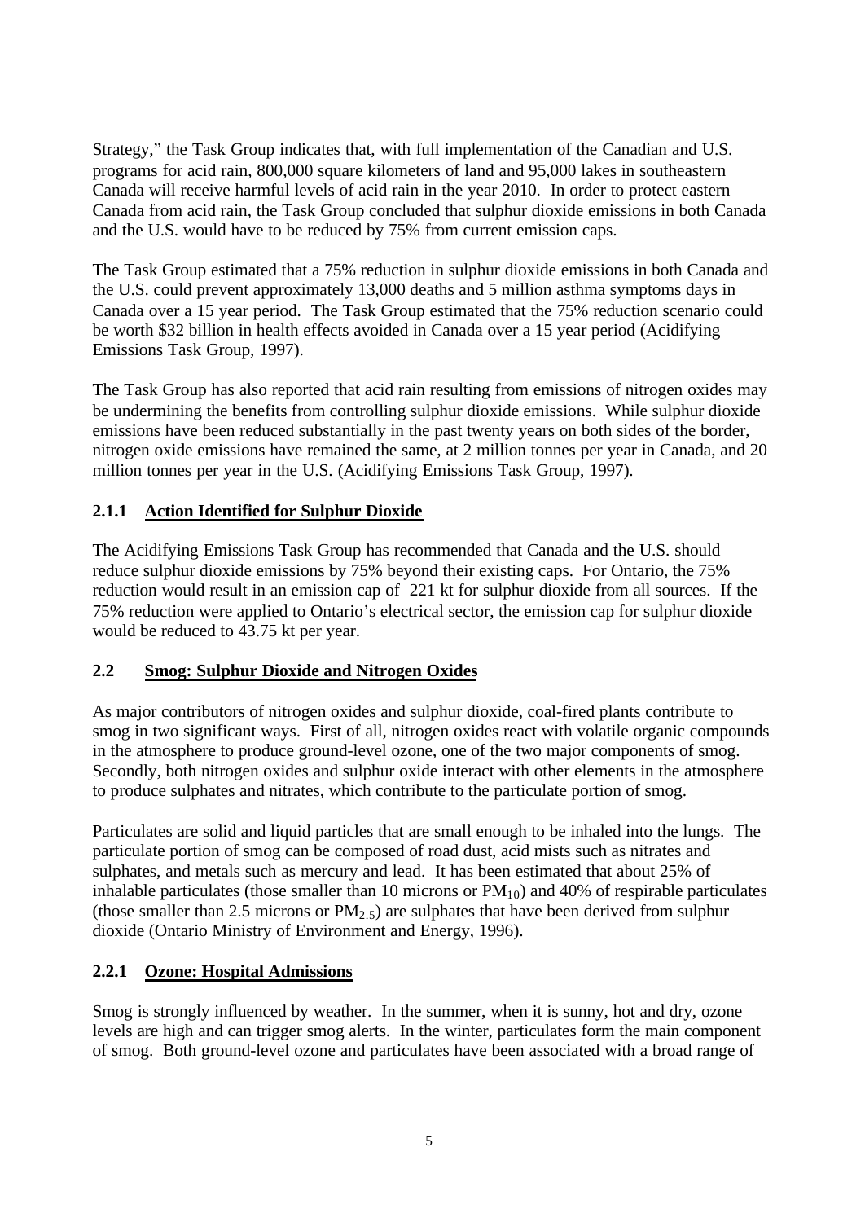Strategy," the Task Group indicates that, with full implementation of the Canadian and U.S. programs for acid rain, 800,000 square kilometers of land and 95,000 lakes in southeastern Canada will receive harmful levels of acid rain in the year 2010. In order to protect eastern Canada from acid rain, the Task Group concluded that sulphur dioxide emissions in both Canada and the U.S. would have to be reduced by 75% from current emission caps.

The Task Group estimated that a 75% reduction in sulphur dioxide emissions in both Canada and the U.S. could prevent approximately 13,000 deaths and 5 million asthma symptoms days in Canada over a 15 year period. The Task Group estimated that the 75% reduction scenario could be worth $32 billion in health effects avoided in Canada over a 15 year period (Acidifying Emissions Task Group, 1997).

The Task Group has also reported that acid rain resulting from emissions of nitrogen oxides may be undermining the benefits from controlling sulphur dioxide emissions. While sulphur dioxide emissions have been reduced substantially in the past twenty years on both sides of the border, nitrogen oxide emissions have remained the same, at 2 million tonnes per year in Canada, and 20 million tonnes per year in the U.S. (Acidifying Emissions Task Group, 1997).

### 2.1.1 Action Identified for Sulphur Dioxide

The Acidifying Emissions Task Group has recommended that Canada and the U.S. should reduce sulphur dioxide emissions by 75% beyond their existing caps. For Ontario, the 75% reduction would result in an emission cap of 221 kt for sulphur dioxide from all sources. If the 75% reduction were applied to Ontario's electrical sector, the emission cap for sulphur dioxide would be reduced to 43.75 kt per year.

## 2.2 Smog: Sulphur Dioxide and Nitrogen Oxides

As major contributors of nitrogen oxides and sulphur dioxide, coal-fired plants contribute to smog in two significant ways. First of all, nitrogen oxides react with volatile organic compounds in the atmosphere to produce ground-level ozone, one of the two major components of smog. Secondly, both nitrogen oxides and sulphur oxide interact with other elements in the atmosphere to produce sulphates and nitrates, which contribute to the particulate portion of smog.

Particulates are solid and liquid particles that are small enough to be inhaled into the lungs. The particulate portion of smog can be composed of road dust, acid mists such as nitrates and sulphates, and metals such as mercury and lead. It has been estimated that about 25% of inhalable particulates (those smaller than 10 microns or $PM_{10}$) and 40% of respirable particulates (those smaller than 2.5 microns or $PM_{2.5}$) are sulphates that have been derived from sulphur dioxide (Ontario Ministry of Environment and Energy, 1996).

### 2.2.1 Ozone: Hospital Admissions

Smog is strongly influenced by weather. In the summer, when it is sunny, hot and dry, ozone levels are high and can trigger smog alerts. In the winter, particulates form the main component of smog. Both ground-level ozone and particulates have been associated with a broad range of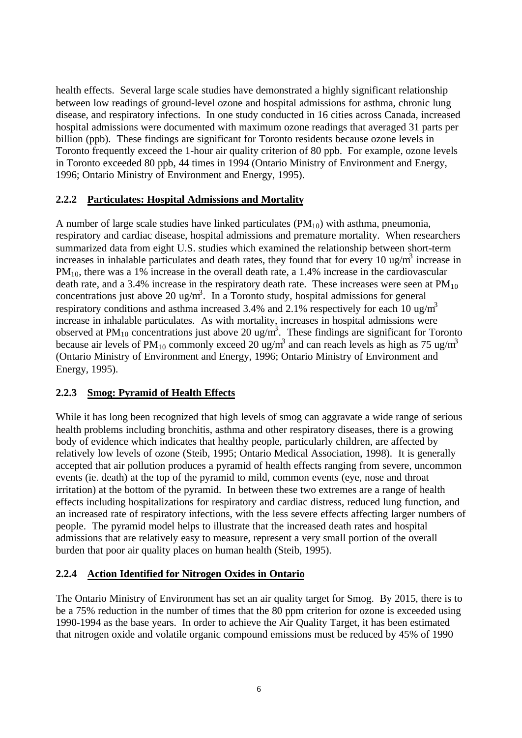health effects. Several large scale studies have demonstrated a highly significant relationship between low readings of ground-level ozone and hospital admissions for asthma, chronic lung disease, and respiratory infections. In one study conducted in 16 cities across Canada, increased hospital admissions were documented with maximum ozone readings that averaged 31 parts per billion (ppb). These findings are significant for Toronto residents because ozone levels in Toronto frequently exceed the 1-hour air quality criterion of 80 ppb. For example, ozone levels in Toronto exceeded 80 ppb, 44 times in 1994 (Ontario Ministry of Environment and Energy, 1996; Ontario Ministry of Environment and Energy, 1995).

### 2.2.2 Particulates: Hospital Admissions and Mortality

A number of large scale studies have linked particulates ($PM_{10}$) with asthma, pneumonia, respiratory and cardiac disease, hospital admissions and premature mortality. When researchers summarized data from eight U.S. studies which examined the relationship between short-term increases in inhalable particulates and death rates, they found that for every 10 $ug/m^3$ increase in $PM_{10}$, there was a 1% increase in the overall death rate, a 1.4% increase in the cardiovascular death rate, and a 3.4% increase in the respiratory death rate. These increases were seen at $PM_{10}$ concentrations just above 20 $ug/m^3$. In a Toronto study, hospital admissions for general respiratory conditions and asthma increased 3.4% and 2.1% respectively for each 10 $ug/m^3$ increase in inhalable particulates. As with mortality, increases in hospital admissions were observed at $PM_{10}$ concentrations just above 20 $ug/m^3$. These findings are significant for Toronto because air levels of $PM_{10}$ commonly exceed 20 $ug/m^3$ and can reach levels as high as 75 $ug/m^3$ (Ontario Ministry of Environment and Energy, 1996; Ontario Ministry of Environment and Energy, 1995).

### 2.2.3 Smog: Pyramid of Health Effects

While it has long been recognized that high levels of smog can aggravate a wide range of serious health problems including bronchitis, asthma and other respiratory diseases, there is a growing body of evidence which indicates that healthy people, particularly children, are affected by relatively low levels of ozone (Steib, 1995; Ontario Medical Association, 1998). It is generally accepted that air pollution produces a pyramid of health effects ranging from severe, uncommon events (ie. death) at the top of the pyramid to mild, common events (eye, nose and throat irritation) at the bottom of the pyramid. In between these two extremes are a range of health effects including hospitalizations for respiratory and cardiac distress, reduced lung function, and an increased rate of respiratory infections, with the less severe effects affecting larger numbers of people. The pyramid model helps to illustrate that the increased death rates and hospital admissions that are relatively easy to measure, represent a very small portion of the overall burden that poor air quality places on human health (Steib, 1995).

### 2.2.4 Action Identified for Nitrogen Oxides in Ontario

The Ontario Ministry of Environment has set an air quality target for Smog. By 2015, there is to be a 75% reduction in the number of times that the 80 ppm criterion for ozone is exceeded using 1990-1994 as the base years. In order to achieve the Air Quality Target, it has been estimated that nitrogen oxide and volatile organic compound emissions must be reduced by 45% of 1990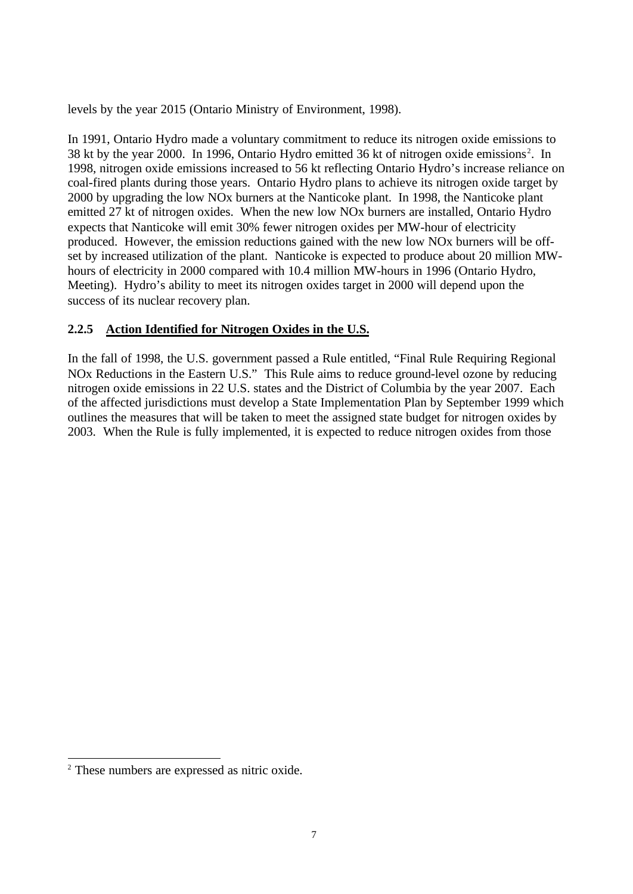levels by the year 2015 (Ontario Ministry of Environment, 1998).

In 1991, Ontario Hydro made a voluntary commitment to reduce its nitrogen oxide emissions to 38 kt by the year 2000. In 1996, Ontario Hydro emitted 36 kt of nitrogen oxide emissions[2]. In 1998, nitrogen oxide emissions increased to 56 kt reflecting Ontario Hydro's increase reliance on coal-fired plants during those years. Ontario Hydro plans to achieve its nitrogen oxide target by 2000 by upgrading the low NOx burners at the Nanticoke plant. In 1998, the Nanticoke plant emitted 27 kt of nitrogen oxides. When the new low NOx burners are installed, Ontario Hydro expects that Nanticoke will emit 30% fewer nitrogen oxides per MW-hour of electricity produced. However, the emission reductions gained with the new low NOx burners will be off-set by increased utilization of the plant. Nanticoke is expected to produce about 20 million MW-hours of electricity in 2000 compared with 10.4 million MW-hours in 1996 (Ontario Hydro, Meeting). Hydro's ability to meet its nitrogen oxides target in 2000 will depend upon the success of its nuclear recovery plan.

### 2.2.5 Action Identified for Nitrogen Oxides in the U.S.

In the fall of 1998, the U.S. government passed a Rule entitled, "Final Rule Requiring Regional NOx Reductions in the Eastern U.S." This Rule aims to reduce ground-level ozone by reducing nitrogen oxide emissions in 22 U.S. states and the District of Columbia by the year 2007. Each of the affected jurisdictions must develop a State Implementation Plan by September 1999 which outlines the measures that will be taken to meet the assigned state budget for nitrogen oxides by 2003. When the Rule is fully implemented, it is expected to reduce nitrogen oxides from those

[2] These numbers are expressed as nitric oxide.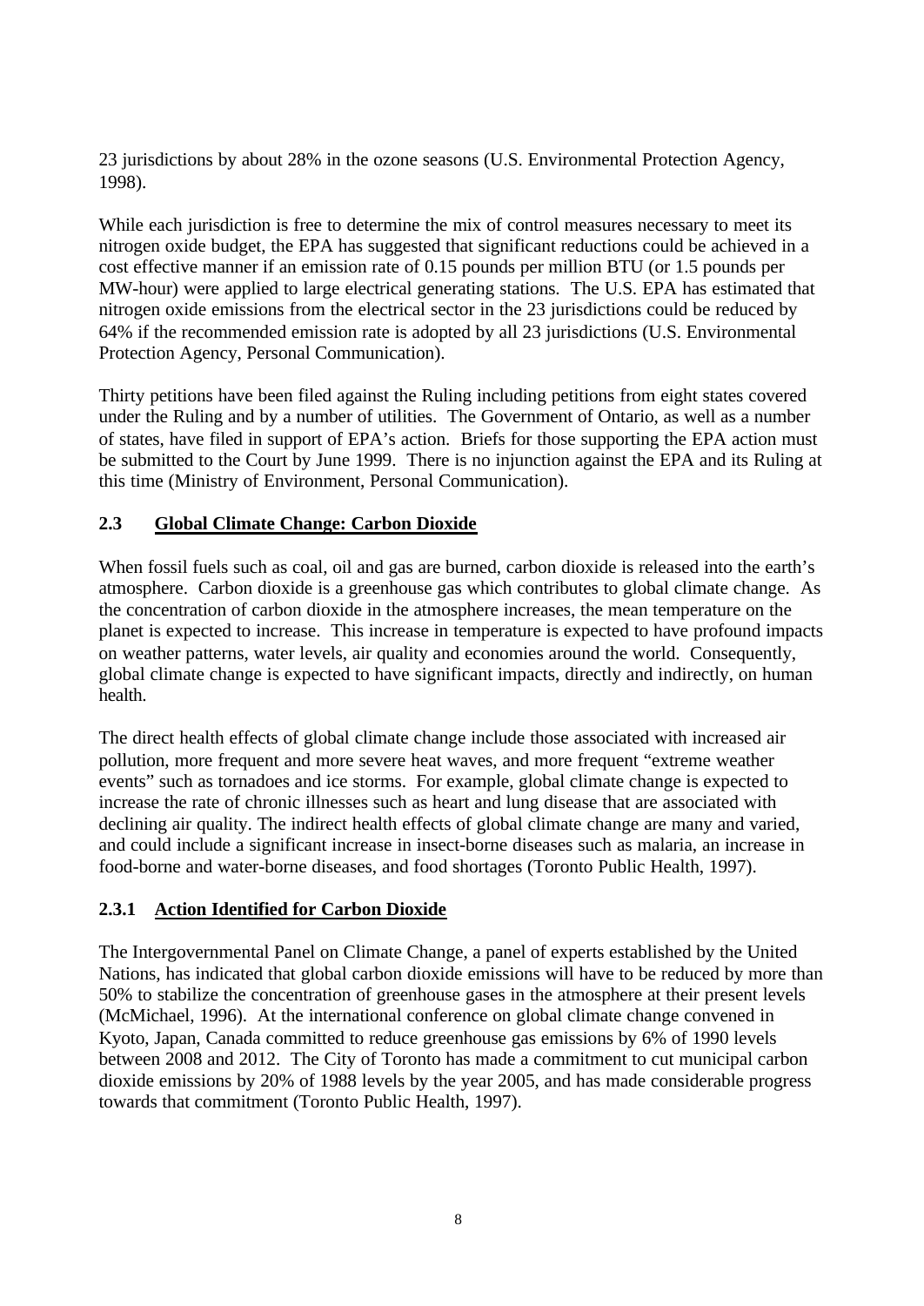23 jurisdictions by about 28% in the ozone seasons (U.S. Environmental Protection Agency, 1998).

While each jurisdiction is free to determine the mix of control measures necessary to meet its nitrogen oxide budget, the EPA has suggested that significant reductions could be achieved in a cost effective manner if an emission rate of 0.15 pounds per million BTU (or 1.5 pounds per MW-hour) were applied to large electrical generating stations. The U.S. EPA has estimated that nitrogen oxide emissions from the electrical sector in the 23 jurisdictions could be reduced by 64% if the recommended emission rate is adopted by all 23 jurisdictions (U.S. Environmental Protection Agency, Personal Communication).

Thirty petitions have been filed against the Ruling including petitions from eight states covered under the Ruling and by a number of utilities. The Government of Ontario, as well as a number of states, have filed in support of EPA's action. Briefs for those supporting the EPA action must be submitted to the Court by June 1999. There is no injunction against the EPA and its Ruling at this time (Ministry of Environment, Personal Communication).

### 2.3 Global Climate Change: Carbon Dioxide

When fossil fuels such as coal, oil and gas are burned, carbon dioxide is released into the earth's atmosphere. Carbon dioxide is a greenhouse gas which contributes to global climate change. As the concentration of carbon dioxide in the atmosphere increases, the mean temperature on the planet is expected to increase. This increase in temperature is expected to have profound impacts on weather patterns, water levels, air quality and economies around the world. Consequently, global climate change is expected to have significant impacts, directly and indirectly, on human health.

The direct health effects of global climate change include those associated with increased air pollution, more frequent and more severe heat waves, and more frequent "extreme weather events" such as tornadoes and ice storms. For example, global climate change is expected to increase the rate of chronic illnesses such as heart and lung disease that are associated with declining air quality. The indirect health effects of global climate change are many and varied, and could include a significant increase in insect-borne diseases such as malaria, an increase in food-borne and water-borne diseases, and food shortages (Toronto Public Health, 1997).

#### 2.3.1 Action Identified for Carbon Dioxide

The Intergovernmental Panel on Climate Change, a panel of experts established by the United Nations, has indicated that global carbon dioxide emissions will have to be reduced by more than 50% to stabilize the concentration of greenhouse gases in the atmosphere at their present levels (McMichael, 1996). At the international conference on global climate change convened in Kyoto, Japan, Canada committed to reduce greenhouse gas emissions by 6% of 1990 levels between 2008 and 2012. The City of Toronto has made a commitment to cut municipal carbon dioxide emissions by 20% of 1988 levels by the year 2005, and has made considerable progress towards that commitment (Toronto Public Health, 1997).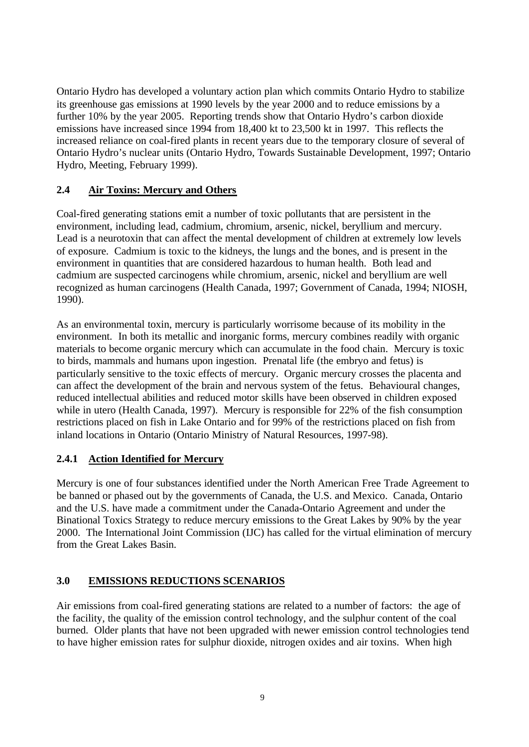Ontario Hydro has developed a voluntary action plan which commits Ontario Hydro to stabilize its greenhouse gas emissions at 1990 levels by the year 2000 and to reduce emissions by a further 10% by the year 2005. Reporting trends show that Ontario Hydro's carbon dioxide emissions have increased since 1994 from 18,400 kt to 23,500 kt in 1997. This reflects the increased reliance on coal-fired plants in recent years due to the temporary closure of several of Ontario Hydro's nuclear units (Ontario Hydro, Towards Sustainable Development, 1997; Ontario Hydro, Meeting, February 1999).

## 2.4 Air Toxins: Mercury and Others

Coal-fired generating stations emit a number of toxic pollutants that are persistent in the environment, including lead, cadmium, chromium, arsenic, nickel, beryllium and mercury. Lead is a neurotoxin that can affect the mental development of children at extremely low levels of exposure. Cadmium is toxic to the kidneys, the lungs and the bones, and is present in the environment in quantities that are considered hazardous to human health. Both lead and cadmium are suspected carcinogens while chromium, arsenic, nickel and beryllium are well recognized as human carcinogens (Health Canada, 1997; Government of Canada, 1994; NIOSH, 1990).

As an environmental toxin, mercury is particularly worrisome because of its mobility in the environment. In both its metallic and inorganic forms, mercury combines readily with organic materials to become organic mercury which can accumulate in the food chain. Mercury is toxic to birds, mammals and humans upon ingestion. Prenatal life (the embryo and fetus) is particularly sensitive to the toxic effects of mercury. Organic mercury crosses the placenta and can affect the development of the brain and nervous system of the fetus. Behavioural changes, reduced intellectual abilities and reduced motor skills have been observed in children exposed while in utero (Health Canada, 1997). Mercury is responsible for 22% of the fish consumption restrictions placed on fish in Lake Ontario and for 99% of the restrictions placed on fish from inland locations in Ontario (Ontario Ministry of Natural Resources, 1997-98).

### 2.4.1 Action Identified for Mercury

Mercury is one of four substances identified under the North American Free Trade Agreement to be banned or phased out by the governments of Canada, the U.S. and Mexico. Canada, Ontario and the U.S. have made a commitment under the Canada-Ontario Agreement and under the Binational Toxics Strategy to reduce mercury emissions to the Great Lakes by 90% by the year 2000. The International Joint Commission (IJC) has called for the virtual elimination of mercury from the Great Lakes Basin.

# 3.0 EMISSIONS REDUCTIONS SCENARIOS

Air emissions from coal-fired generating stations are related to a number of factors: the age of the facility, the quality of the emission control technology, and the sulphur content of the coal burned. Older plants that have not been upgraded with newer emission control technologies tend to have higher emission rates for sulphur dioxide, nitrogen oxides and air toxins. When high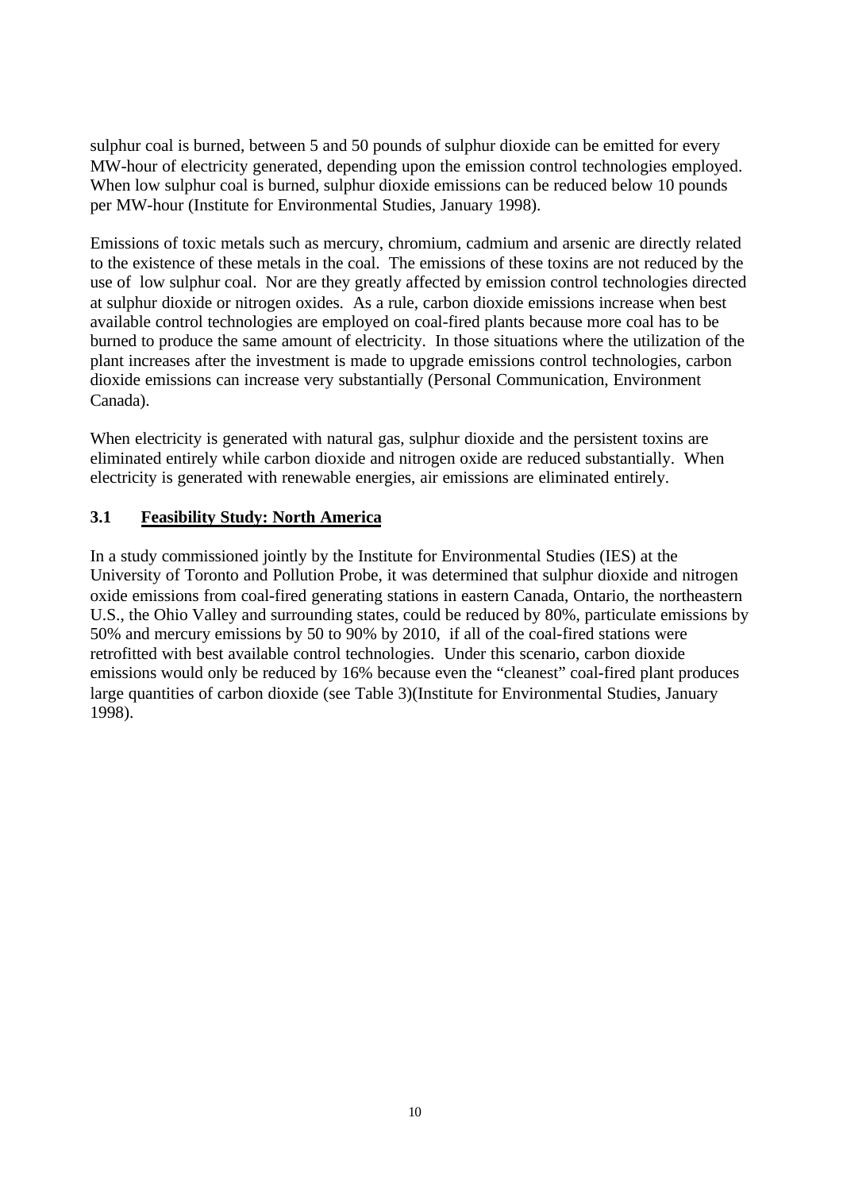sulphur coal is burned, between 5 and 50 pounds of sulphur dioxide can be emitted for every MW-hour of electricity generated, depending upon the emission control technologies employed. When low sulphur coal is burned, sulphur dioxide emissions can be reduced below 10 pounds per MW-hour (Institute for Environmental Studies, January 1998).

Emissions of toxic metals such as mercury, chromium, cadmium and arsenic are directly related to the existence of these metals in the coal. The emissions of these toxins are not reduced by the use of low sulphur coal. Nor are they greatly affected by emission control technologies directed at sulphur dioxide or nitrogen oxides. As a rule, carbon dioxide emissions increase when best available control technologies are employed on coal-fired plants because more coal has to be burned to produce the same amount of electricity. In those situations where the utilization of the plant increases after the investment is made to upgrade emissions control technologies, carbon dioxide emissions can increase very substantially (Personal Communication, Environment Canada).

When electricity is generated with natural gas, sulphur dioxide and the persistent toxins are eliminated entirely while carbon dioxide and nitrogen oxide are reduced substantially. When electricity is generated with renewable energies, air emissions are eliminated entirely.

### 3.1 Feasibility Study: North America

In a study commissioned jointly by the Institute for Environmental Studies (IES) at the University of Toronto and Pollution Probe, it was determined that sulphur dioxide and nitrogen oxide emissions from coal-fired generating stations in eastern Canada, Ontario, the northeastern U.S., the Ohio Valley and surrounding states, could be reduced by 80%, particulate emissions by 50% and mercury emissions by 50 to 90% by 2010, if all of the coal-fired stations were retrofitted with best available control technologies. Under this scenario, carbon dioxide emissions would only be reduced by 16% because even the "cleanest" coal-fired plant produces large quantities of carbon dioxide (see Table 3)(Institute for Environmental Studies, January 1998).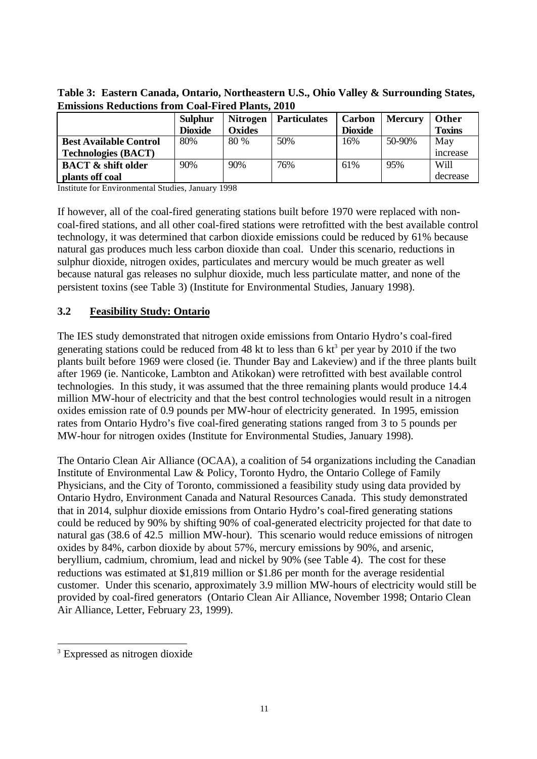**Table 3: Eastern Canada, Ontario, Northeastern U.S., Ohio Valley & Surrounding States, Emissions Reductions from Coal-Fired Plants, 2010**

| | **Sulphur Dioxide** | **Nitrogen Oxides** | **Particulates** | **Carbon Dioxide** | **Mercury** | **Other Toxins** |
|---|---|---|---|---|---|---|
| **Best Available Control Technologies (BACT)** | 80% | 80 % | 50% | 16% | 50-90% | May increase |
| **BACT & shift older plants off coal** | 90% | 90% | 76% | 61% | 95% | Will decrease |

Institute for Environmental Studies, January 1998

If however, all of the coal-fired generating stations built before 1970 were replaced with non-coal-fired stations, and all other coal-fired stations were retrofitted with the best available control technology, it was determined that carbon dioxide emissions could be reduced by 61% because natural gas produces much less carbon dioxide than coal. Under this scenario, reductions in sulphur dioxide, nitrogen oxides, particulates and mercury would be much greater as well because natural gas releases no sulphur dioxide, much less particulate matter, and none of the persistent toxins (see Table 3) (Institute for Environmental Studies, January 1998).

### 3.2 Feasibility Study: Ontario

The IES study demonstrated that nitrogen oxide emissions from Ontario Hydro's coal-fired generating stations could be reduced from 48 kt to less than 6 kt[3] per year by 2010 if the two plants built before 1969 were closed (ie. Thunder Bay and Lakeview) and if the three plants built after 1969 (ie. Nanticoke, Lambton and Atikokan) were retrofitted with best available control technologies. In this study, it was assumed that the three remaining plants would produce 14.4 million MW-hour of electricity and that the best control technologies would result in a nitrogen oxides emission rate of 0.9 pounds per MW-hour of electricity generated. In 1995, emission rates from Ontario Hydro's five coal-fired generating stations ranged from 3 to 5 pounds per MW-hour for nitrogen oxides (Institute for Environmental Studies, January 1998).

The Ontario Clean Air Alliance (OCAA), a coalition of 54 organizations including the Canadian Institute of Environmental Law & Policy, Toronto Hydro, the Ontario College of Family Physicians, and the City of Toronto, commissioned a feasibility study using data provided by Ontario Hydro, Environment Canada and Natural Resources Canada. This study demonstrated that in 2014, sulphur dioxide emissions from Ontario Hydro's coal-fired generating stations could be reduced by 90% by shifting 90% of coal-generated electricity projected for that date to natural gas (38.6 of 42.5 million MW-hour). This scenario would reduce emissions of nitrogen oxides by 84%, carbon dioxide by about 57%, mercury emissions by 90%, and arsenic, beryllium, cadmium, chromium, lead and nickel by 90% (see Table 4). The cost for these reductions was estimated at $1,819 million or $1.86 per month for the average residential customer. Under this scenario, approximately 3.9 million MW-hours of electricity would still be provided by coal-fired generators (Ontario Clean Air Alliance, November 1998; Ontario Clean Air Alliance, Letter, February 23, 1999).

---

[3] Expressed as nitrogen dioxide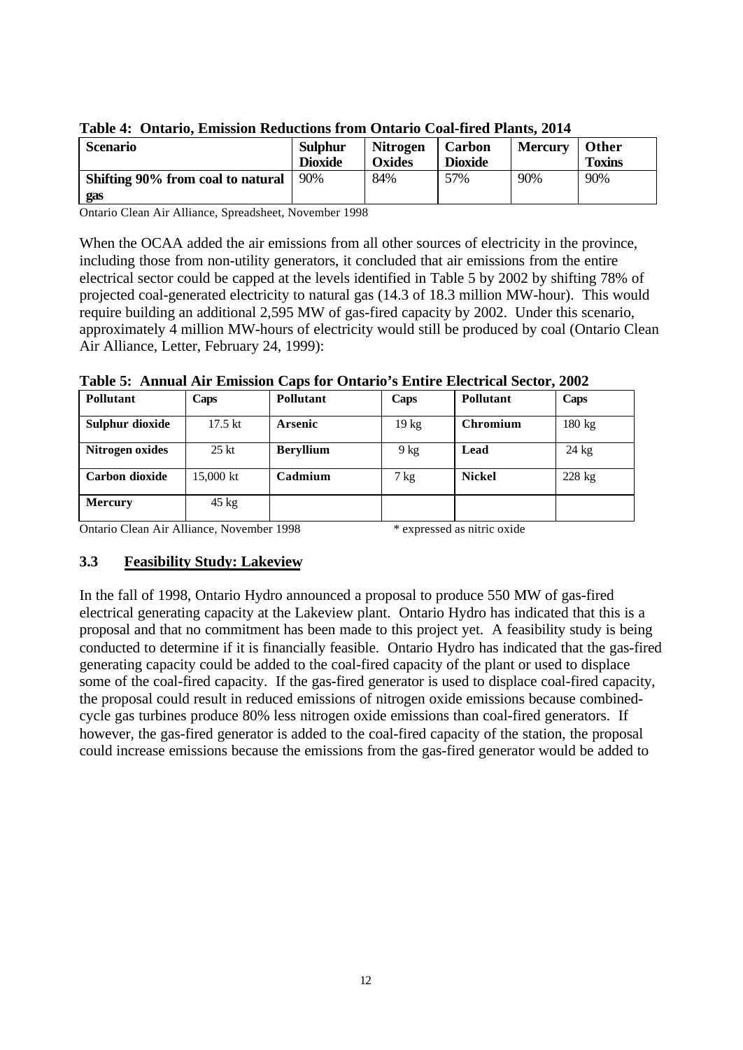**Table 4: Ontario, Emission Reductions from Ontario Coal-fired Plants, 2014**

| Scenario | Sulphur Dioxide | Nitrogen Oxides | Carbon Dioxide | Mercury | Other Toxins |
|---|---|---|---|---|---|
| **Shifting 90% from coal to natural gas** | 90% | 84% | 57% | 90% | 90% |

Ontario Clean Air Alliance, Spreadsheet, November 1998

When the OCAA added the air emissions from all other sources of electricity in the province, including those from non-utility generators, it concluded that air emissions from the entire electrical sector could be capped at the levels identified in Table 5 by 2002 by shifting 78% of projected coal-generated electricity to natural gas (14.3 of 18.3 million MW-hour). This would require building an additional 2,595 MW of gas-fired capacity by 2002. Under this scenario, approximately 4 million MW-hours of electricity would still be produced by coal (Ontario Clean Air Alliance, Letter, February 24, 1999):

**Table 5: Annual Air Emission Caps for Ontario's Entire Electrical Sector, 2002**

| Pollutant | Caps | Pollutant | Caps | Pollutant | Caps |
|---|---|---|---|---|---|
| **Sulphur dioxide** | 17.5 kt | **Arsenic** | 19 kg | **Chromium** | 180 kg |
| **Nitrogen oxides** | 25 kt | **Beryllium** | 9 kg | **Lead** | 24 kg |
| **Carbon dioxide** | 15,000 kt | **Cadmium** | 7 kg | **Nickel** | 228 kg |
| **Mercury** | 45 kg | | | | |

Ontario Clean Air Alliance, November 1998 &nbsp;&nbsp;&nbsp;&nbsp; * expressed as nitric oxide

### 3.3 Feasibility Study: Lakeview

In the fall of 1998, Ontario Hydro announced a proposal to produce 550 MW of gas-fired electrical generating capacity at the Lakeview plant. Ontario Hydro has indicated that this is a proposal and that no commitment has been made to this project yet. A feasibility study is being conducted to determine if it is financially feasible. Ontario Hydro has indicated that the gas-fired generating capacity could be added to the coal-fired capacity of the plant or used to displace some of the coal-fired capacity. If the gas-fired generator is used to displace coal-fired capacity, the proposal could result in reduced emissions of nitrogen oxide emissions because combined-cycle gas turbines produce 80% less nitrogen oxide emissions than coal-fired generators. If however, the gas-fired generator is added to the coal-fired capacity of the station, the proposal could increase emissions because the emissions from the gas-fired generator would be added to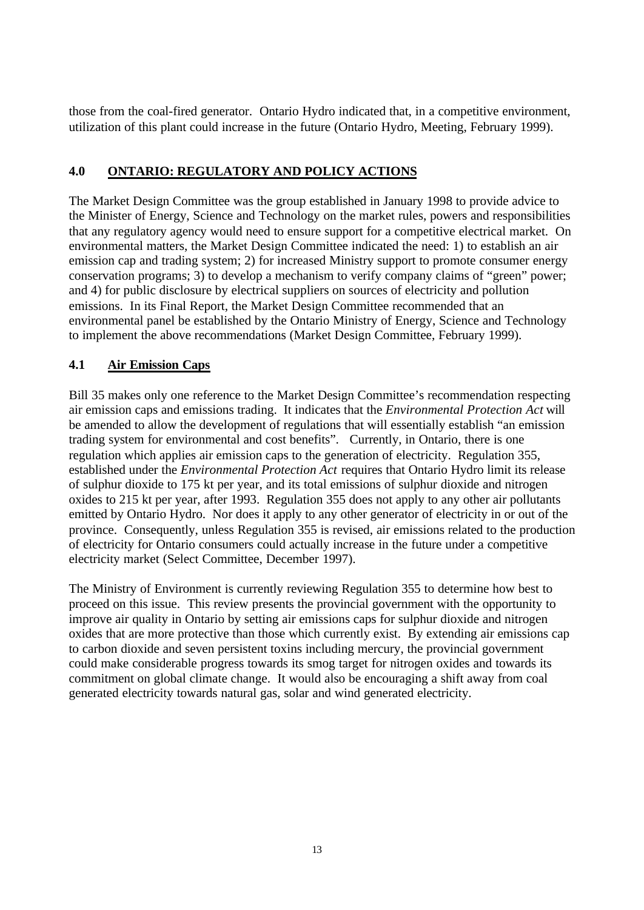those from the coal-fired generator. Ontario Hydro indicated that, in a competitive environment, utilization of this plant could increase in the future (Ontario Hydro, Meeting, February 1999).

## 4.0 ONTARIO: REGULATORY AND POLICY ACTIONS

The Market Design Committee was the group established in January 1998 to provide advice to the Minister of Energy, Science and Technology on the market rules, powers and responsibilities that any regulatory agency would need to ensure support for a competitive electrical market. On environmental matters, the Market Design Committee indicated the need: 1) to establish an air emission cap and trading system; 2) for increased Ministry support to promote consumer energy conservation programs; 3) to develop a mechanism to verify company claims of "green" power; and 4) for public disclosure by electrical suppliers on sources of electricity and pollution emissions. In its Final Report, the Market Design Committee recommended that an environmental panel be established by the Ontario Ministry of Energy, Science and Technology to implement the above recommendations (Market Design Committee, February 1999).

### 4.1 Air Emission Caps

Bill 35 makes only one reference to the Market Design Committee's recommendation respecting air emission caps and emissions trading. It indicates that the *Environmental Protection Act* will be amended to allow the development of regulations that will essentially establish "an emission trading system for environmental and cost benefits". Currently, in Ontario, there is one regulation which applies air emission caps to the generation of electricity. Regulation 355, established under the *Environmental Protection Act* requires that Ontario Hydro limit its release of sulphur dioxide to 175 kt per year, and its total emissions of sulphur dioxide and nitrogen oxides to 215 kt per year, after 1993. Regulation 355 does not apply to any other air pollutants emitted by Ontario Hydro. Nor does it apply to any other generator of electricity in or out of the province. Consequently, unless Regulation 355 is revised, air emissions related to the production of electricity for Ontario consumers could actually increase in the future under a competitive electricity market (Select Committee, December 1997).

The Ministry of Environment is currently reviewing Regulation 355 to determine how best to proceed on this issue. This review presents the provincial government with the opportunity to improve air quality in Ontario by setting air emissions caps for sulphur dioxide and nitrogen oxides that are more protective than those which currently exist. By extending air emissions cap to carbon dioxide and seven persistent toxins including mercury, the provincial government could make considerable progress towards its smog target for nitrogen oxides and towards its commitment on global climate change. It would also be encouraging a shift away from coal generated electricity towards natural gas, solar and wind generated electricity.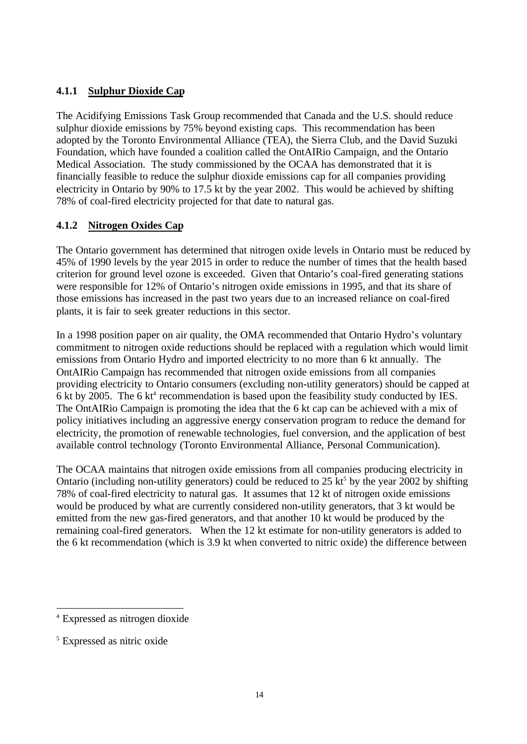### 4.1.1 Sulphur Dioxide Cap

The Acidifying Emissions Task Group recommended that Canada and the U.S. should reduce sulphur dioxide emissions by 75% beyond existing caps. This recommendation has been adopted by the Toronto Environmental Alliance (TEA), the Sierra Club, and the David Suzuki Foundation, which have founded a coalition called the OntAIRio Campaign, and the Ontario Medical Association. The study commissioned by the OCAA has demonstrated that it is financially feasible to reduce the sulphur dioxide emissions cap for all companies providing electricity in Ontario by 90% to 17.5 kt by the year 2002. This would be achieved by shifting 78% of coal-fired electricity projected for that date to natural gas.

### 4.1.2 Nitrogen Oxides Cap

The Ontario government has determined that nitrogen oxide levels in Ontario must be reduced by 45% of 1990 levels by the year 2015 in order to reduce the number of times that the health based criterion for ground level ozone is exceeded. Given that Ontario's coal-fired generating stations were responsible for 12% of Ontario's nitrogen oxide emissions in 1995, and that its share of those emissions has increased in the past two years due to an increased reliance on coal-fired plants, it is fair to seek greater reductions in this sector.

In a 1998 position paper on air quality, the OMA recommended that Ontario Hydro's voluntary commitment to nitrogen oxide reductions should be replaced with a regulation which would limit emissions from Ontario Hydro and imported electricity to no more than 6 kt annually. The OntAIRio Campaign has recommended that nitrogen oxide emissions from all companies providing electricity to Ontario consumers (excluding non-utility generators) should be capped at 6 kt by 2005. The 6 kt[4] recommendation is based upon the feasibility study conducted by IES. The OntAIRio Campaign is promoting the idea that the 6 kt cap can be achieved with a mix of policy initiatives including an aggressive energy conservation program to reduce the demand for electricity, the promotion of renewable technologies, fuel conversion, and the application of best available control technology (Toronto Environmental Alliance, Personal Communication).

The OCAA maintains that nitrogen oxide emissions from all companies producing electricity in Ontario (including non-utility generators) could be reduced to 25 kt[5] by the year 2002 by shifting 78% of coal-fired electricity to natural gas. It assumes that 12 kt of nitrogen oxide emissions would be produced by what are currently considered non-utility generators, that 3 kt would be emitted from the new gas-fired generators, and that another 10 kt would be produced by the remaining coal-fired generators. When the 12 kt estimate for non-utility generators is added to the 6 kt recommendation (which is 3.9 kt when converted to nitric oxide) the difference between

---

[4] Expressed as nitrogen dioxide

[5] Expressed as nitric oxide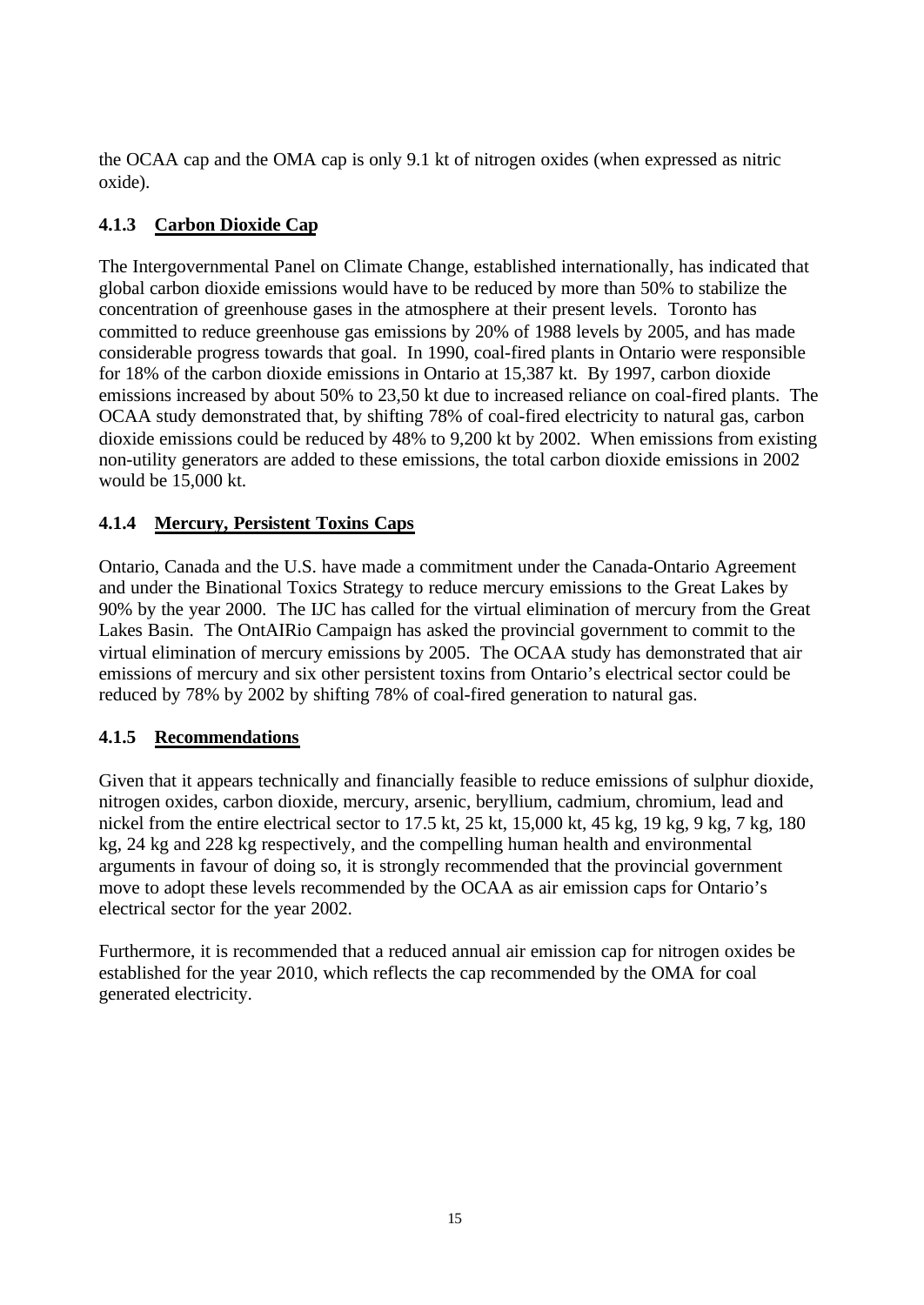the OCAA cap and the OMA cap is only 9.1 kt of nitrogen oxides (when expressed as nitric oxide).

### 4.1.3 Carbon Dioxide Cap

The Intergovernmental Panel on Climate Change, established internationally, has indicated that global carbon dioxide emissions would have to be reduced by more than 50% to stabilize the concentration of greenhouse gases in the atmosphere at their present levels. Toronto has committed to reduce greenhouse gas emissions by 20% of 1988 levels by 2005, and has made considerable progress towards that goal. In 1990, coal-fired plants in Ontario were responsible for 18% of the carbon dioxide emissions in Ontario at 15,387 kt. By 1997, carbon dioxide emissions increased by about 50% to 23,50 kt due to increased reliance on coal-fired plants. The OCAA study demonstrated that, by shifting 78% of coal-fired electricity to natural gas, carbon dioxide emissions could be reduced by 48% to 9,200 kt by 2002. When emissions from existing non-utility generators are added to these emissions, the total carbon dioxide emissions in 2002 would be 15,000 kt.

### 4.1.4 Mercury, Persistent Toxins Caps

Ontario, Canada and the U.S. have made a commitment under the Canada-Ontario Agreement and under the Binational Toxics Strategy to reduce mercury emissions to the Great Lakes by 90% by the year 2000. The IJC has called for the virtual elimination of mercury from the Great Lakes Basin. The OntAIRio Campaign has asked the provincial government to commit to the virtual elimination of mercury emissions by 2005. The OCAA study has demonstrated that air emissions of mercury and six other persistent toxins from Ontario's electrical sector could be reduced by 78% by 2002 by shifting 78% of coal-fired generation to natural gas.

### 4.1.5 Recommendations

Given that it appears technically and financially feasible to reduce emissions of sulphur dioxide, nitrogen oxides, carbon dioxide, mercury, arsenic, beryllium, cadmium, chromium, lead and nickel from the entire electrical sector to 17.5 kt, 25 kt, 15,000 kt, 45 kg, 19 kg, 9 kg, 7 kg, 180 kg, 24 kg and 228 kg respectively, and the compelling human health and environmental arguments in favour of doing so, it is strongly recommended that the provincial government move to adopt these levels recommended by the OCAA as air emission caps for Ontario's electrical sector for the year 2002.

Furthermore, it is recommended that a reduced annual air emission cap for nitrogen oxides be established for the year 2010, which reflects the cap recommended by the OMA for coal generated electricity.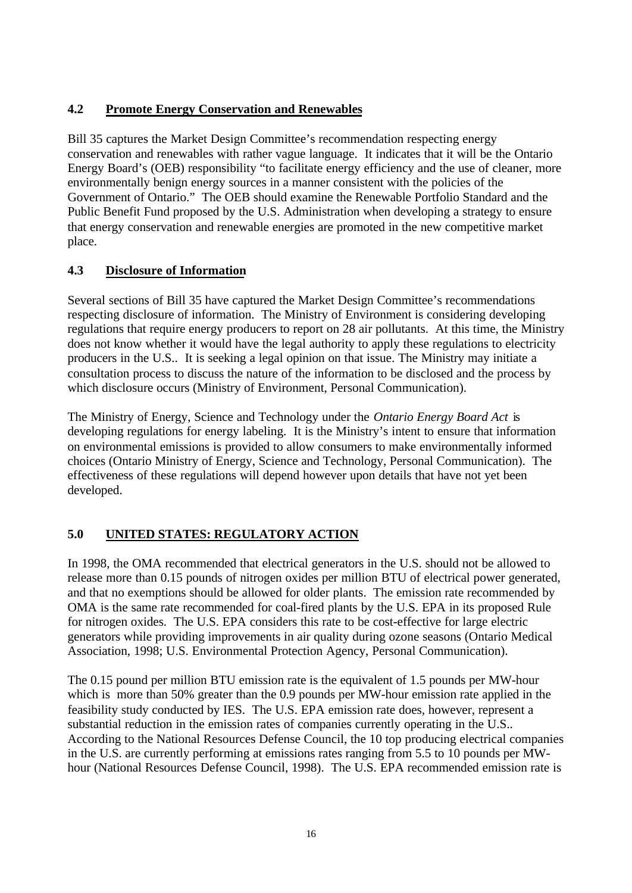## 4.2 Promote Energy Conservation and Renewables

Bill 35 captures the Market Design Committee's recommendation respecting energy conservation and renewables with rather vague language. It indicates that it will be the Ontario Energy Board's (OEB) responsibility "to facilitate energy efficiency and the use of cleaner, more environmentally benign energy sources in a manner consistent with the policies of the Government of Ontario." The OEB should examine the Renewable Portfolio Standard and the Public Benefit Fund proposed by the U.S. Administration when developing a strategy to ensure that energy conservation and renewable energies are promoted in the new competitive market place.

## 4.3 Disclosure of Information

Several sections of Bill 35 have captured the Market Design Committee's recommendations respecting disclosure of information. The Ministry of Environment is considering developing regulations that require energy producers to report on 28 air pollutants. At this time, the Ministry does not know whether it would have the legal authority to apply these regulations to electricity producers in the U.S.. It is seeking a legal opinion on that issue. The Ministry may initiate a consultation process to discuss the nature of the information to be disclosed and the process by which disclosure occurs (Ministry of Environment, Personal Communication).

The Ministry of Energy, Science and Technology under the *Ontario Energy Board Act* is developing regulations for energy labeling. It is the Ministry's intent to ensure that information on environmental emissions is provided to allow consumers to make environmentally informed choices (Ontario Ministry of Energy, Science and Technology, Personal Communication). The effectiveness of these regulations will depend however upon details that have not yet been developed.

# 5.0 UNITED STATES: REGULATORY ACTION

In 1998, the OMA recommended that electrical generators in the U.S. should not be allowed to release more than 0.15 pounds of nitrogen oxides per million BTU of electrical power generated, and that no exemptions should be allowed for older plants. The emission rate recommended by OMA is the same rate recommended for coal-fired plants by the U.S. EPA in its proposed Rule for nitrogen oxides. The U.S. EPA considers this rate to be cost-effective for large electric generators while providing improvements in air quality during ozone seasons (Ontario Medical Association, 1998; U.S. Environmental Protection Agency, Personal Communication).

The 0.15 pound per million BTU emission rate is the equivalent of 1.5 pounds per MW-hour which is more than 50% greater than the 0.9 pounds per MW-hour emission rate applied in the feasibility study conducted by IES. The U.S. EPA emission rate does, however, represent a substantial reduction in the emission rates of companies currently operating in the U.S.. According to the National Resources Defense Council, the 10 top producing electrical companies in the U.S. are currently performing at emissions rates ranging from 5.5 to 10 pounds per MW-hour (National Resources Defense Council, 1998). The U.S. EPA recommended emission rate is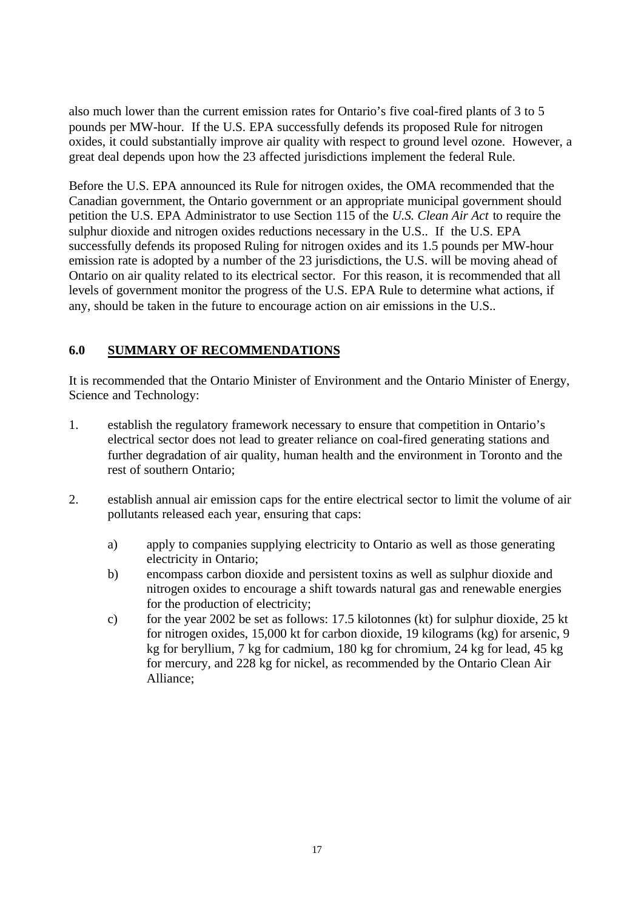also much lower than the current emission rates for Ontario's five coal-fired plants of 3 to 5 pounds per MW-hour. If the U.S. EPA successfully defends its proposed Rule for nitrogen oxides, it could substantially improve air quality with respect to ground level ozone. However, a great deal depends upon how the 23 affected jurisdictions implement the federal Rule.

Before the U.S. EPA announced its Rule for nitrogen oxides, the OMA recommended that the Canadian government, the Ontario government or an appropriate municipal government should petition the U.S. EPA Administrator to use Section 115 of the *U.S. Clean Air Act* to require the sulphur dioxide and nitrogen oxides reductions necessary in the U.S.. If the U.S. EPA successfully defends its proposed Ruling for nitrogen oxides and its 1.5 pounds per MW-hour emission rate is adopted by a number of the 23 jurisdictions, the U.S. will be moving ahead of Ontario on air quality related to its electrical sector. For this reason, it is recommended that all levels of government monitor the progress of the U.S. EPA Rule to determine what actions, if any, should be taken in the future to encourage action on air emissions in the U.S..

## 6.0 SUMMARY OF RECOMMENDATIONS

It is recommended that the Ontario Minister of Environment and the Ontario Minister of Energy, Science and Technology:

1. establish the regulatory framework necessary to ensure that competition in Ontario's electrical sector does not lead to greater reliance on coal-fired generating stations and further degradation of air quality, human health and the environment in Toronto and the rest of southern Ontario;

2. establish annual air emission caps for the entire electrical sector to limit the volume of air pollutants released each year, ensuring that caps:

    a) apply to companies supplying electricity to Ontario as well as those generating electricity in Ontario;
    b) encompass carbon dioxide and persistent toxins as well as sulphur dioxide and nitrogen oxides to encourage a shift towards natural gas and renewable energies for the production of electricity;
    c) for the year 2002 be set as follows: 17.5 kilotonnes (kt) for sulphur dioxide, 25 kt for nitrogen oxides, 15,000 kt for carbon dioxide, 19 kilograms (kg) for arsenic, 9 kg for beryllium, 7 kg for cadmium, 180 kg for chromium, 24 kg for lead, 45 kg for mercury, and 228 kg for nickel, as recommended by the Ontario Clean Air Alliance;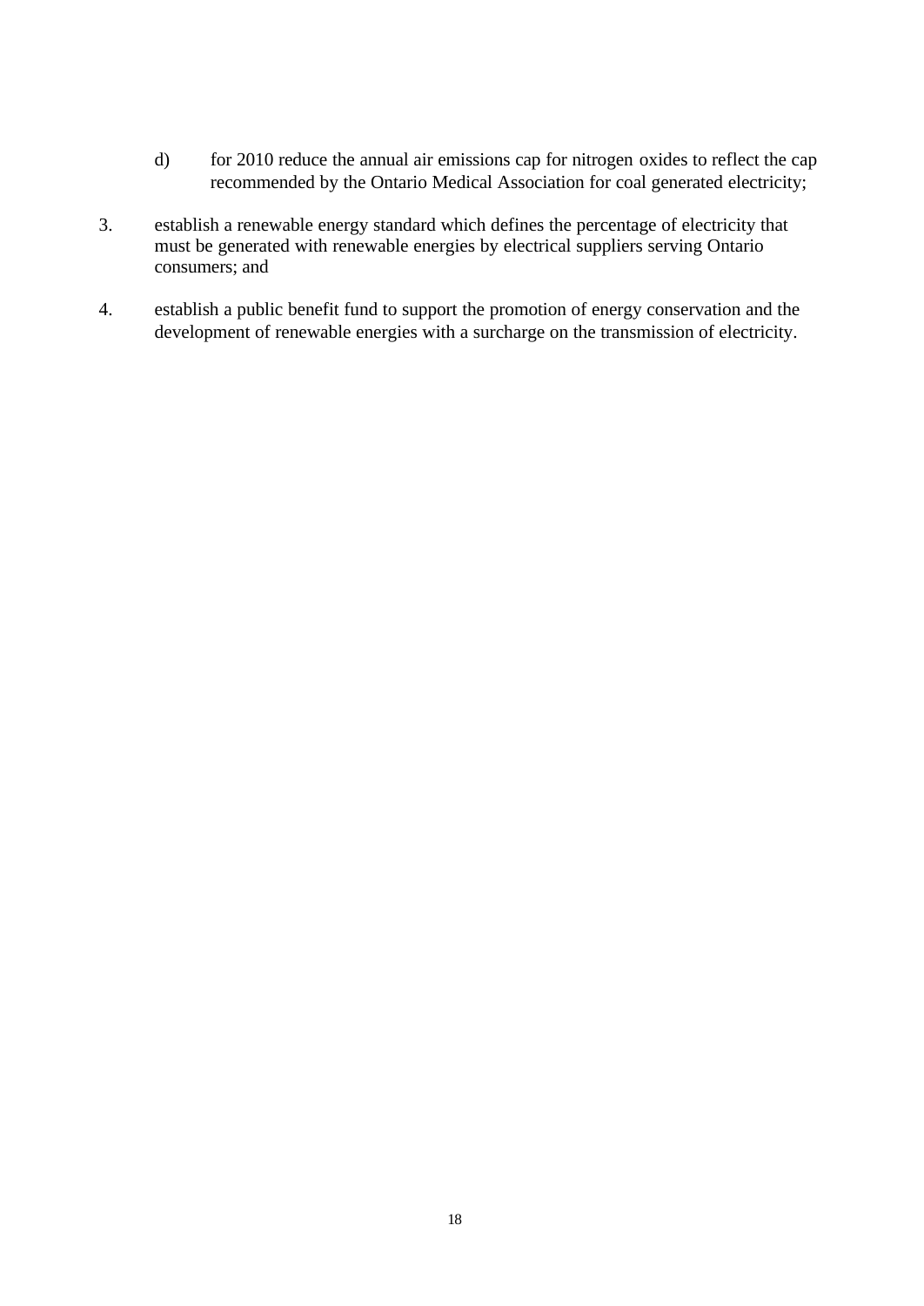d) for 2010 reduce the annual air emissions cap for nitrogen oxides to reflect the cap recommended by the Ontario Medical Association for coal generated electricity;

3. establish a renewable energy standard which defines the percentage of electricity that must be generated with renewable energies by electrical suppliers serving Ontario consumers; and

4. establish a public benefit fund to support the promotion of energy conservation and the development of renewable energies with a surcharge on the transmission of electricity.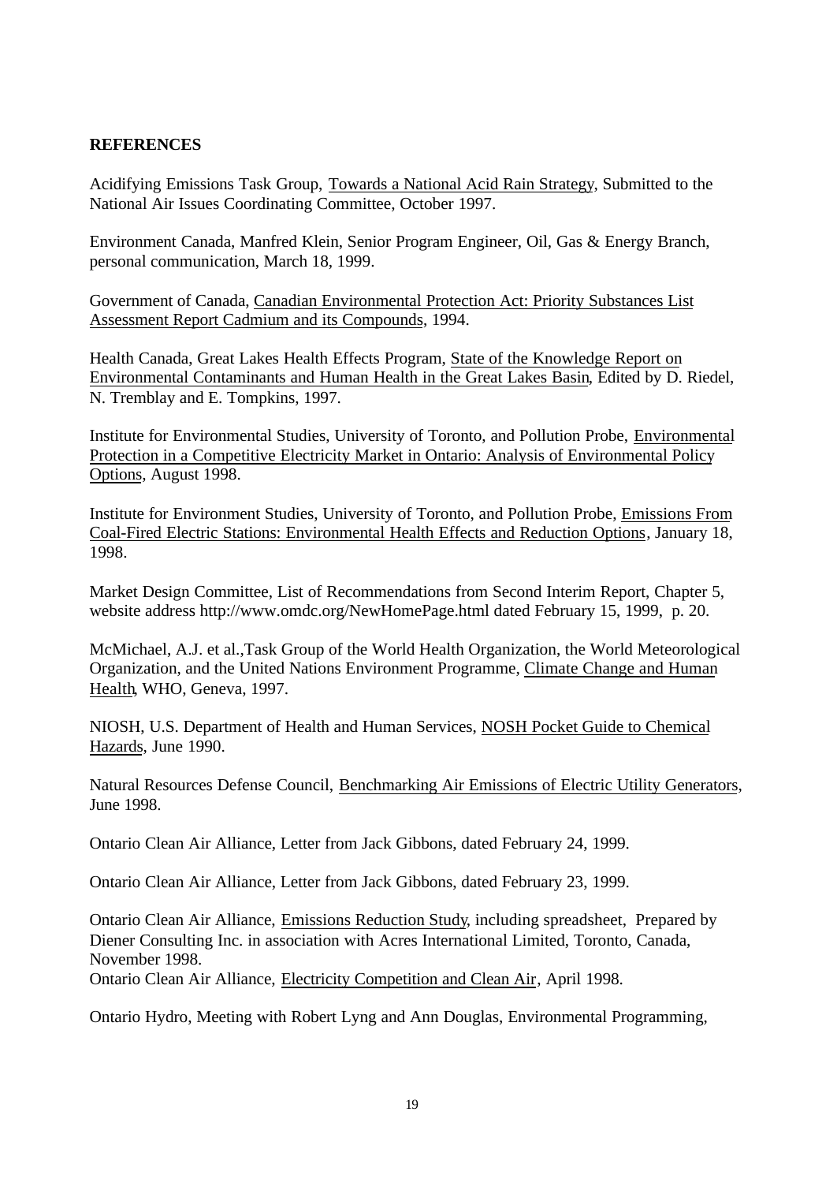**REFERENCES**

Acidifying Emissions Task Group, Towards a National Acid Rain Strategy, Submitted to the National Air Issues Coordinating Committee, October 1997.

Environment Canada, Manfred Klein, Senior Program Engineer, Oil, Gas & Energy Branch, personal communication, March 18, 1999.

Government of Canada, Canadian Environmental Protection Act: Priority Substances List Assessment Report Cadmium and its Compounds, 1994.

Health Canada, Great Lakes Health Effects Program, State of the Knowledge Report on Environmental Contaminants and Human Health in the Great Lakes Basin, Edited by D. Riedel, N. Tremblay and E. Tompkins, 1997.

Institute for Environmental Studies, University of Toronto, and Pollution Probe, Environmental Protection in a Competitive Electricity Market in Ontario: Analysis of Environmental Policy Options, August 1998.

Institute for Environment Studies, University of Toronto, and Pollution Probe, Emissions From Coal-Fired Electric Stations: Environmental Health Effects and Reduction Options, January 18, 1998.

Market Design Committee, List of Recommendations from Second Interim Report, Chapter 5, website address http://www.omdc.org/NewHomePage.html dated February 15, 1999, p. 20.

McMichael, A.J. et al.,Task Group of the World Health Organization, the World Meteorological Organization, and the United Nations Environment Programme, Climate Change and Human Health, WHO, Geneva, 1997.

NIOSH, U.S. Department of Health and Human Services, NOSH Pocket Guide to Chemical Hazards, June 1990.

Natural Resources Defense Council, Benchmarking Air Emissions of Electric Utility Generators, June 1998.

Ontario Clean Air Alliance, Letter from Jack Gibbons, dated February 24, 1999.

Ontario Clean Air Alliance, Letter from Jack Gibbons, dated February 23, 1999.

Ontario Clean Air Alliance, Emissions Reduction Study, including spreadsheet, Prepared by Diener Consulting Inc. in association with Acres International Limited, Toronto, Canada, November 1998.

Ontario Clean Air Alliance, Electricity Competition and Clean Air, April 1998.

Ontario Hydro, Meeting with Robert Lyng and Ann Douglas, Environmental Programming,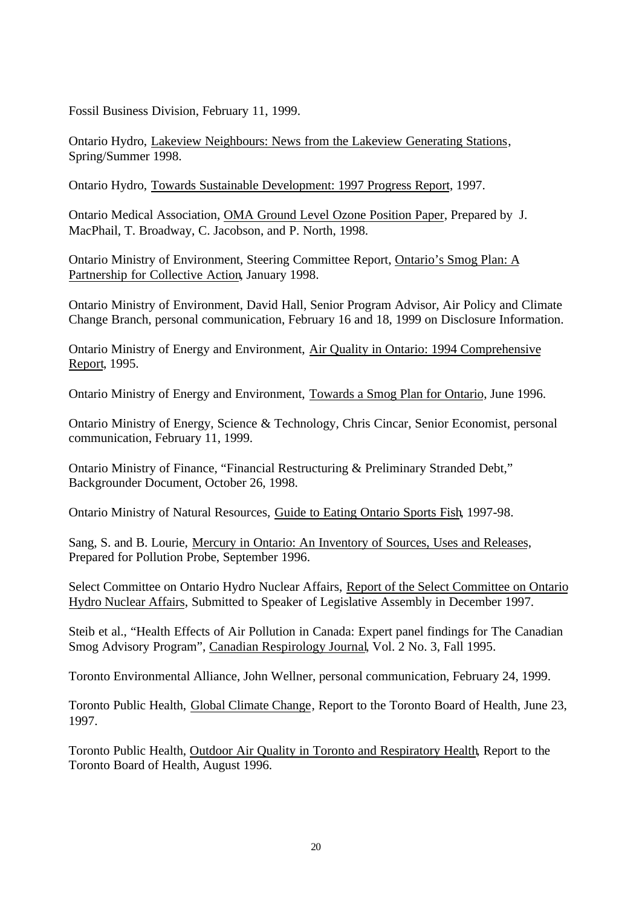Fossil Business Division, February 11, 1999.

Ontario Hydro, Lakeview Neighbours: News from the Lakeview Generating Stations, Spring/Summer 1998.

Ontario Hydro, Towards Sustainable Development: 1997 Progress Report, 1997.

Ontario Medical Association, OMA Ground Level Ozone Position Paper, Prepared by J. MacPhail, T. Broadway, C. Jacobson, and P. North, 1998.

Ontario Ministry of Environment, Steering Committee Report, Ontario's Smog Plan: A Partnership for Collective Action, January 1998.

Ontario Ministry of Environment, David Hall, Senior Program Advisor, Air Policy and Climate Change Branch, personal communication, February 16 and 18, 1999 on Disclosure Information.

Ontario Ministry of Energy and Environment, Air Quality in Ontario: 1994 Comprehensive Report, 1995.

Ontario Ministry of Energy and Environment, Towards a Smog Plan for Ontario, June 1996.

Ontario Ministry of Energy, Science & Technology, Chris Cincar, Senior Economist, personal communication, February 11, 1999.

Ontario Ministry of Finance, "Financial Restructuring & Preliminary Stranded Debt," Backgrounder Document, October 26, 1998.

Ontario Ministry of Natural Resources, Guide to Eating Ontario Sports Fish, 1997-98.

Sang, S. and B. Lourie, Mercury in Ontario: An Inventory of Sources, Uses and Releases, Prepared for Pollution Probe, September 1996.

Select Committee on Ontario Hydro Nuclear Affairs, Report of the Select Committee on Ontario Hydro Nuclear Affairs, Submitted to Speaker of Legislative Assembly in December 1997.

Steib et al., "Health Effects of Air Pollution in Canada: Expert panel findings for The Canadian Smog Advisory Program", Canadian Respirology Journal, Vol. 2 No. 3, Fall 1995.

Toronto Environmental Alliance, John Wellner, personal communication, February 24, 1999.

Toronto Public Health, Global Climate Change, Report to the Toronto Board of Health, June 23, 1997.

Toronto Public Health, Outdoor Air Quality in Toronto and Respiratory Health, Report to the Toronto Board of Health, August 1996.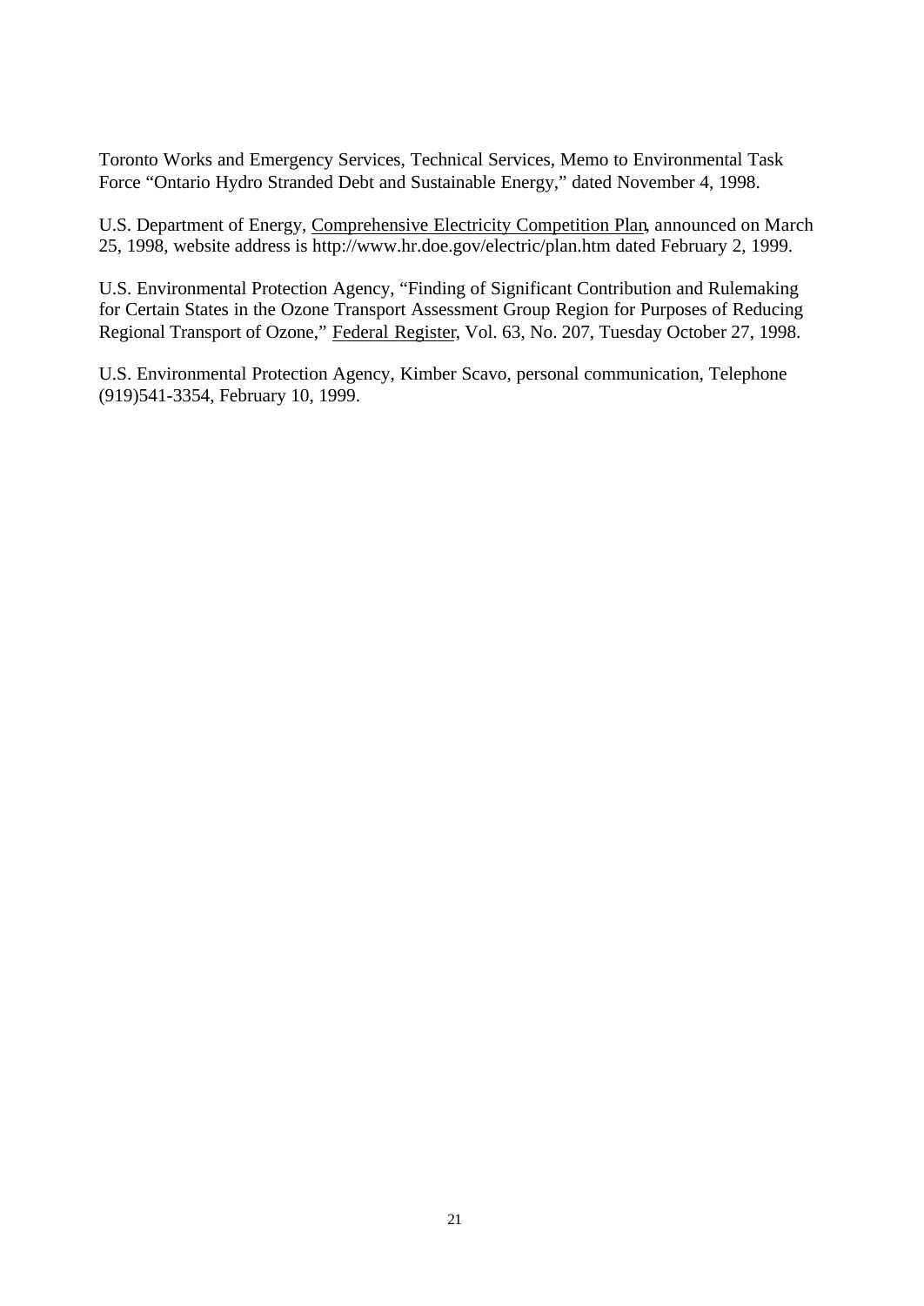Toronto Works and Emergency Services, Technical Services, Memo to Environmental Task Force "Ontario Hydro Stranded Debt and Sustainable Energy," dated November 4, 1998.

U.S. Department of Energy, Comprehensive Electricity Competition Plan, announced on March 25, 1998, website address is http://www.hr.doe.gov/electric/plan.htm dated February 2, 1999.

U.S. Environmental Protection Agency, "Finding of Significant Contribution and Rulemaking for Certain States in the Ozone Transport Assessment Group Region for Purposes of Reducing Regional Transport of Ozone," Federal Register, Vol. 63, No. 207, Tuesday October 27, 1998.

U.S. Environmental Protection Agency, Kimber Scavo, personal communication, Telephone (919)541-3354, February 10, 1999.